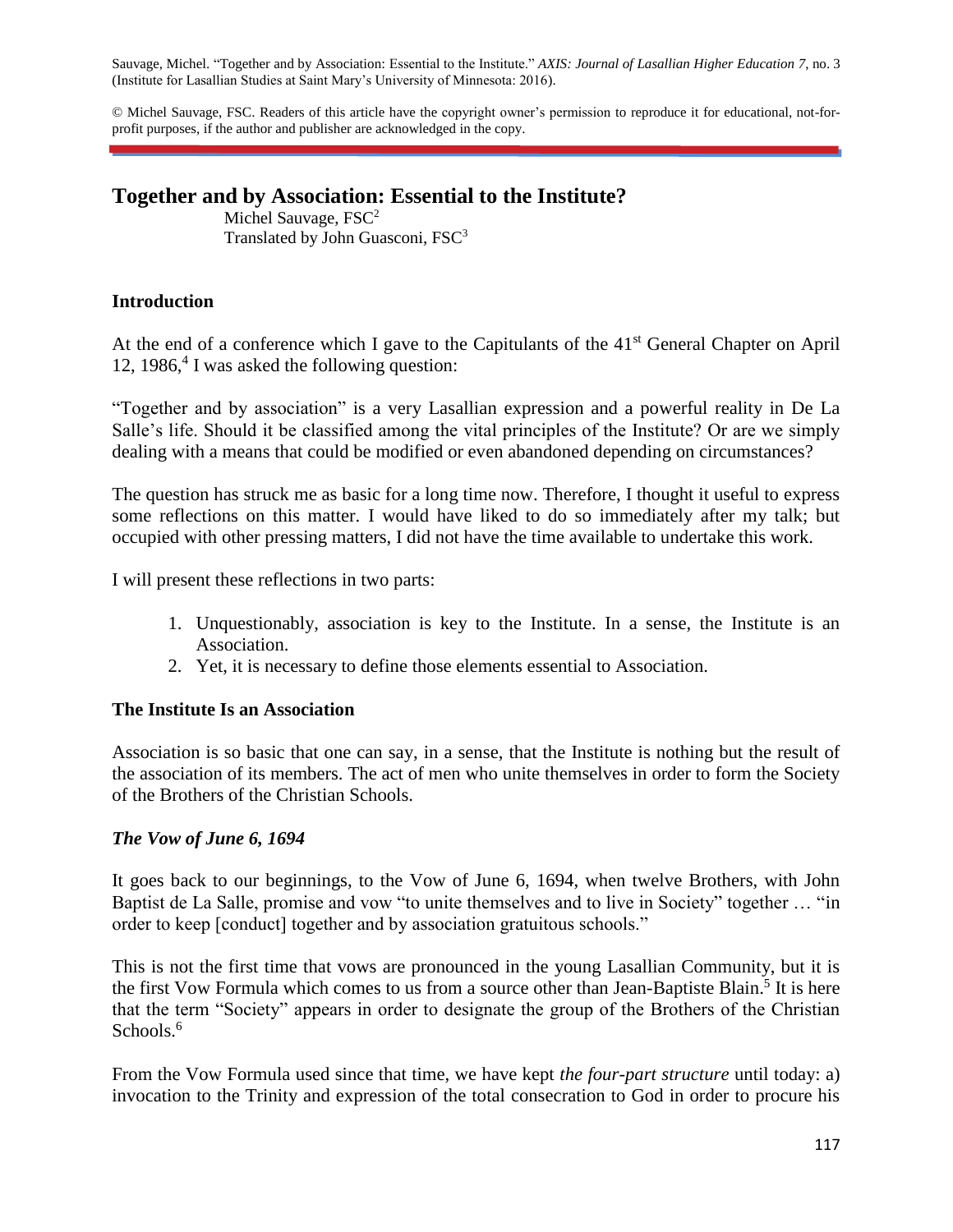Sauvage, Michel. "Together and by Association: Essential to the Institute." *AXIS: Journal of Lasallian Higher Education 7*, no. 3 (Institute for Lasallian Studies at Saint Mary's University of Minnesota: 2016).

© Michel Sauvage, FSC. Readers of this article have the copyright owner's permission to reproduce it for educational, not-for-profit purposes, if the author and publisher are acknowledged in the copy.

# Together and by Association: Essential to the Institute?

Michel Sauvage, FSC[2]
Translated by John Guasconi, FSC[3]

## Introduction

At the end of a conference which I gave to the Capitulants of the 41st General Chapter on April 12, 1986,[4] I was asked the following question:

"Together and by association" is a very Lasallian expression and a powerful reality in De La Salle's life. Should it be classified among the vital principles of the Institute? Or are we simply dealing with a means that could be modified or even abandoned depending on circumstances?

The question has struck me as basic for a long time now. Therefore, I thought it useful to express some reflections on this matter. I would have liked to do so immediately after my talk; but occupied with other pressing matters, I did not have the time available to undertake this work.

I will present these reflections in two parts:

1. Unquestionably, association is key to the Institute. In a sense, the Institute is an Association.
2. Yet, it is necessary to define those elements essential to Association.

## The Institute Is an Association

Association is so basic that one can say, in a sense, that the Institute is nothing but the result of the association of its members. The act of men who unite themselves in order to form the Society of the Brothers of the Christian Schools.

### *The Vow of June 6, 1694*

It goes back to our beginnings, to the Vow of June 6, 1694, when twelve Brothers, with John Baptist de La Salle, promise and vow "to unite themselves and to live in Society" together … "in order to keep [conduct] together and by association gratuitous schools."

This is not the first time that vows are pronounced in the young Lasallian Community, but it is the first Vow Formula which comes to us from a source other than Jean-Baptiste Blain.[5] It is here that the term "Society" appears in order to designate the group of the Brothers of the Christian Schools.[6]

From the Vow Formula used since that time, we have kept *the four-part structure* until today: a) invocation to the Trinity and expression of the total consecration to God in order to procure his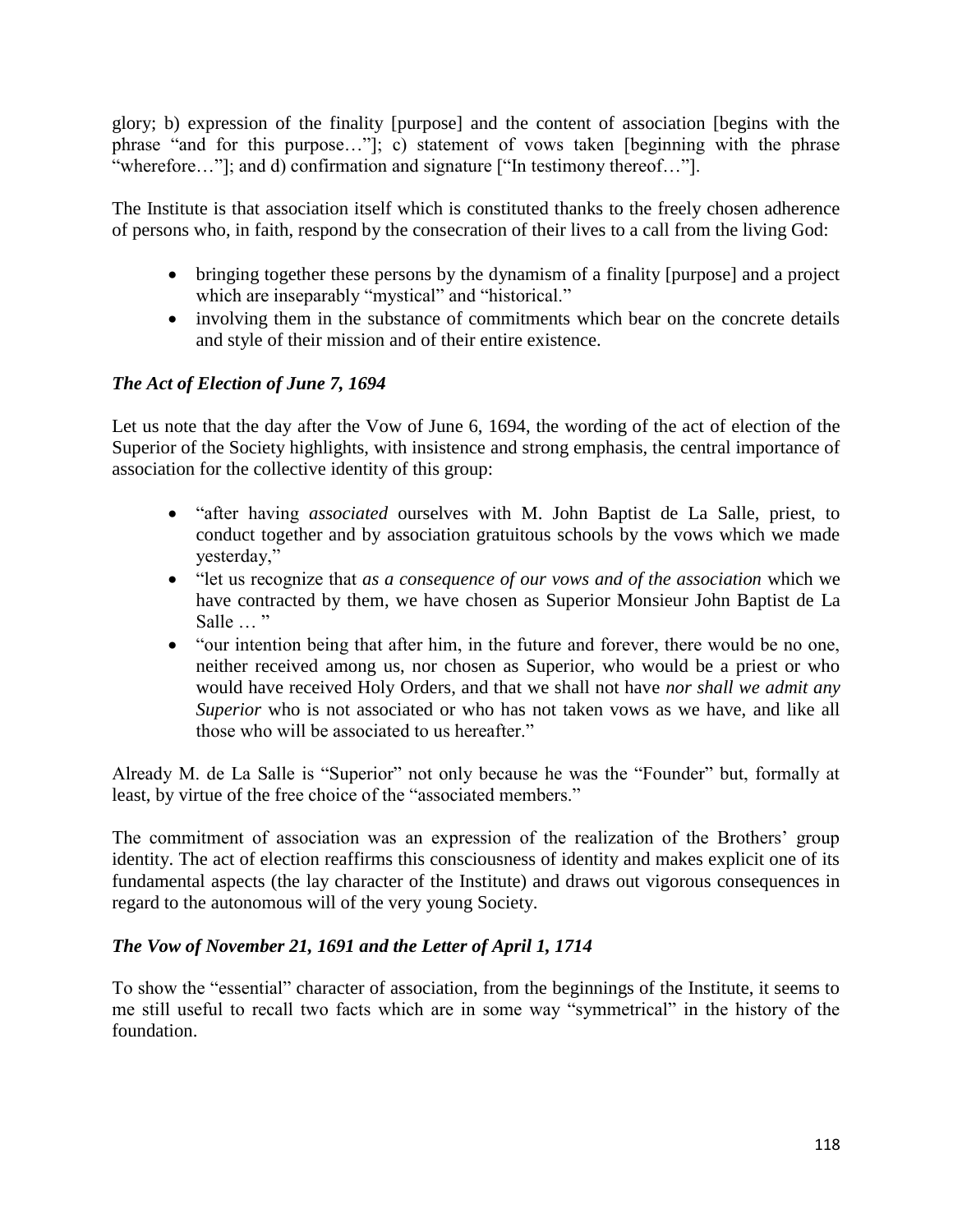glory; b) expression of the finality [purpose] and the content of association [begins with the phrase "and for this purpose…"]; c) statement of vows taken [beginning with the phrase "wherefore…"]; and d) confirmation and signature ["In testimony thereof…"].

The Institute is that association itself which is constituted thanks to the freely chosen adherence of persons who, in faith, respond by the consecration of their lives to a call from the living God:

- bringing together these persons by the dynamism of a finality [purpose] and a project which are inseparably "mystical" and "historical."
- involving them in the substance of commitments which bear on the concrete details and style of their mission and of their entire existence.

### *The Act of Election of June 7, 1694*

Let us note that the day after the Vow of June 6, 1694, the wording of the act of election of the Superior of the Society highlights, with insistence and strong emphasis, the central importance of association for the collective identity of this group:

- "after having *associated* ourselves with M. John Baptist de La Salle, priest, to conduct together and by association gratuitous schools by the vows which we made yesterday,"
- "let us recognize that *as a consequence of our vows and of the association* which we have contracted by them, we have chosen as Superior Monsieur John Baptist de La Salle … "
- "our intention being that after him, in the future and forever, there would be no one, neither received among us, nor chosen as Superior, who would be a priest or who would have received Holy Orders, and that we shall not have *nor shall we admit any Superior* who is not associated or who has not taken vows as we have, and like all those who will be associated to us hereafter."

Already M. de La Salle is "Superior" not only because he was the "Founder" but, formally at least, by virtue of the free choice of the "associated members."

The commitment of association was an expression of the realization of the Brothers' group identity. The act of election reaffirms this consciousness of identity and makes explicit one of its fundamental aspects (the lay character of the Institute) and draws out vigorous consequences in regard to the autonomous will of the very young Society.

### *The Vow of November 21, 1691 and the Letter of April 1, 1714*

To show the "essential" character of association, from the beginnings of the Institute, it seems to me still useful to recall two facts which are in some way "symmetrical" in the history of the foundation.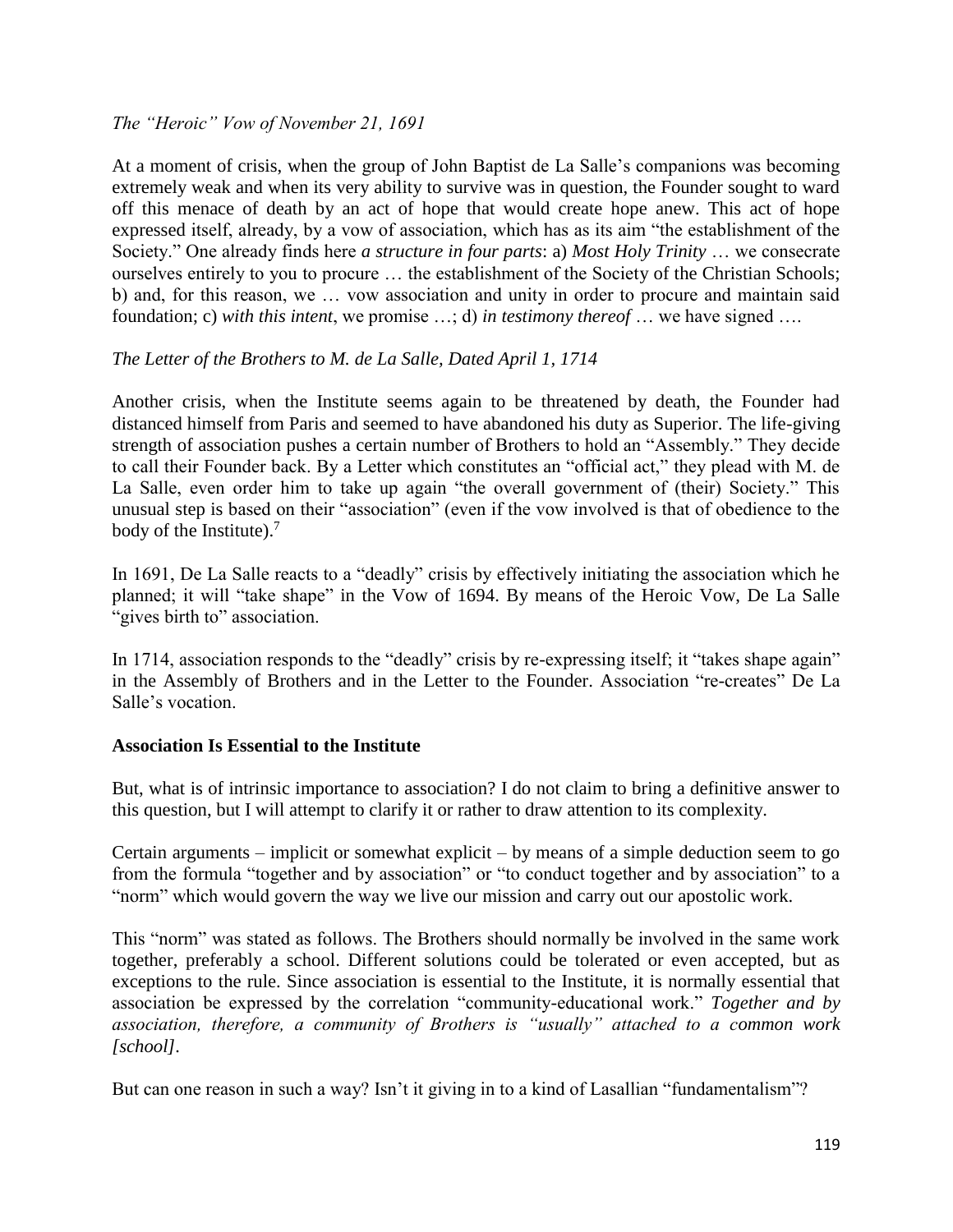*The "Heroic" Vow of November 21, 1691*

At a moment of crisis, when the group of John Baptist de La Salle's companions was becoming extremely weak and when its very ability to survive was in question, the Founder sought to ward off this menace of death by an act of hope that would create hope anew. This act of hope expressed itself, already, by a vow of association, which has as its aim "the establishment of the Society." One already finds here *a structure in four parts*: a) *Most Holy Trinity* … we consecrate ourselves entirely to you to procure … the establishment of the Society of the Christian Schools; b) and, for this reason, we … vow association and unity in order to procure and maintain said foundation; c) *with this intent*, we promise …; d) *in testimony thereof* … we have signed ….

*The Letter of the Brothers to M. de La Salle, Dated April 1, 1714*

Another crisis, when the Institute seems again to be threatened by death, the Founder had distanced himself from Paris and seemed to have abandoned his duty as Superior. The life-giving strength of association pushes a certain number of Brothers to hold an "Assembly." They decide to call their Founder back. By a Letter which constitutes an "official act," they plead with M. de La Salle, even order him to take up again "the overall government of (their) Society." This unusual step is based on their "association" (even if the vow involved is that of obedience to the body of the Institute).[7]

In 1691, De La Salle reacts to a "deadly" crisis by effectively initiating the association which he planned; it will "take shape" in the Vow of 1694. By means of the Heroic Vow, De La Salle "gives birth to" association.

In 1714, association responds to the "deadly" crisis by re-expressing itself; it "takes shape again" in the Assembly of Brothers and in the Letter to the Founder. Association "re-creates" De La Salle's vocation.

**Association Is Essential to the Institute**

But, what is of intrinsic importance to association? I do not claim to bring a definitive answer to this question, but I will attempt to clarify it or rather to draw attention to its complexity.

Certain arguments – implicit or somewhat explicit – by means of a simple deduction seem to go from the formula "together and by association" or "to conduct together and by association" to a "norm" which would govern the way we live our mission and carry out our apostolic work.

This "norm" was stated as follows. The Brothers should normally be involved in the same work together, preferably a school. Different solutions could be tolerated or even accepted, but as exceptions to the rule. Since association is essential to the Institute, it is normally essential that association be expressed by the correlation "community-educational work." *Together and by association, therefore, a community of Brothers is "usually" attached to a common work [school].*

But can one reason in such a way? Isn't it giving in to a kind of Lasallian "fundamentalism"?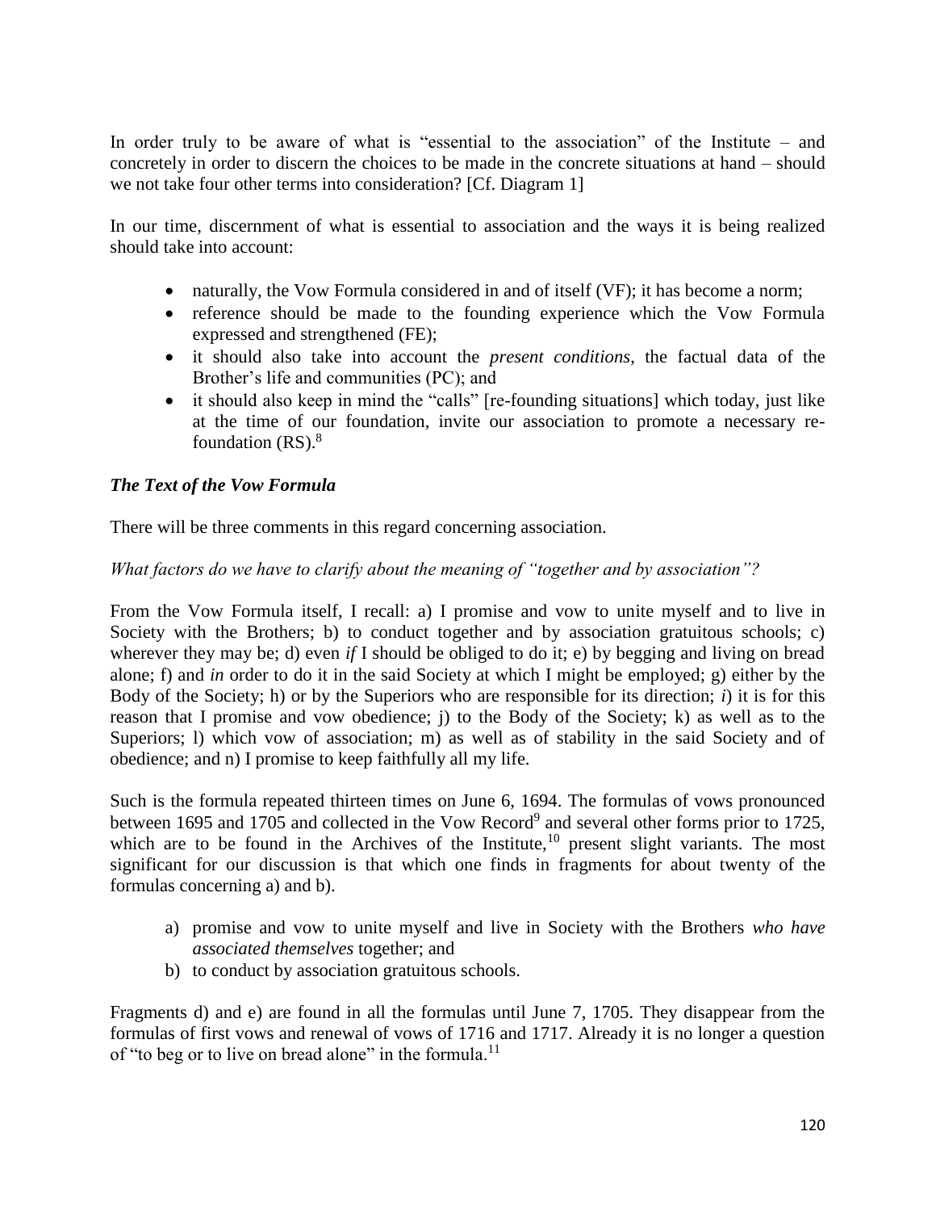In order truly to be aware of what is "essential to the association" of the Institute – and concretely in order to discern the choices to be made in the concrete situations at hand – should we not take four other terms into consideration? [Cf. Diagram 1]

In our time, discernment of what is essential to association and the ways it is being realized should take into account:

- naturally, the Vow Formula considered in and of itself (VF); it has become a norm;
- reference should be made to the founding experience which the Vow Formula expressed and strengthened (FE);
- it should also take into account the *present conditions*, the factual data of the Brother's life and communities (PC); and
- it should also keep in mind the "calls" [re-founding situations] which today, just like at the time of our foundation, invite our association to promote a necessary re-foundation (RS).[8]

### *The Text of the Vow Formula*

There will be three comments in this regard concerning association.

*What factors do we have to clarify about the meaning of "together and by association"?*

From the Vow Formula itself, I recall: a) I promise and vow to unite myself and to live in Society with the Brothers; b) to conduct together and by association gratuitous schools; c) wherever they may be; d) even *if* I should be obliged to do it; e) by begging and living on bread alone; f) and *in* order to do it in the said Society at which I might be employed; g) either by the Body of the Society; h) or by the Superiors who are responsible for its direction; *i*) it is for this reason that I promise and vow obedience; j) to the Body of the Society; k) as well as to the Superiors; l) which vow of association; m) as well as of stability in the said Society and of obedience; and n) I promise to keep faithfully all my life.

Such is the formula repeated thirteen times on June 6, 1694. The formulas of vows pronounced between 1695 and 1705 and collected in the Vow Record[9] and several other forms prior to 1725, which are to be found in the Archives of the Institute,[10] present slight variants. The most significant for our discussion is that which one finds in fragments for about twenty of the formulas concerning a) and b).

a) promise and vow to unite myself and live in Society with the Brothers *who have associated themselves* together; and
b) to conduct by association gratuitous schools.

Fragments d) and e) are found in all the formulas until June 7, 1705. They disappear from the formulas of first vows and renewal of vows of 1716 and 1717. Already it is no longer a question of "to beg or to live on bread alone" in the formula.[11]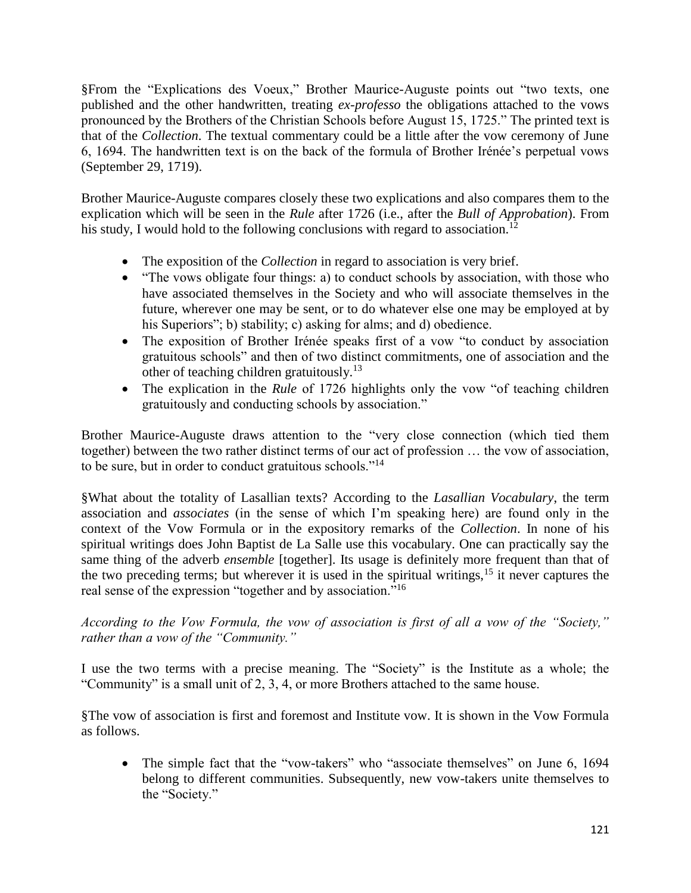§From the "Explications des Voeux," Brother Maurice-Auguste points out "two texts, one published and the other handwritten, treating *ex-professo* the obligations attached to the vows pronounced by the Brothers of the Christian Schools before August 15, 1725." The printed text is that of the *Collection*. The textual commentary could be a little after the vow ceremony of June 6, 1694. The handwritten text is on the back of the formula of Brother Irénée's perpetual vows (September 29, 1719).

Brother Maurice-Auguste compares closely these two explications and also compares them to the explication which will be seen in the *Rule* after 1726 (i.e., after the *Bull of Approbation*). From his study, I would hold to the following conclusions with regard to association.[12]

- The exposition of the *Collection* in regard to association is very brief.
- "The vows obligate four things: a) to conduct schools by association, with those who have associated themselves in the Society and who will associate themselves in the future, wherever one may be sent, or to do whatever else one may be employed at by his Superiors"; b) stability; c) asking for alms; and d) obedience.
- The exposition of Brother Irénée speaks first of a vow "to conduct by association gratuitous schools" and then of two distinct commitments, one of association and the other of teaching children gratuitously.[13]
- The explication in the *Rule* of 1726 highlights only the vow "of teaching children gratuitously and conducting schools by association."

Brother Maurice-Auguste draws attention to the "very close connection (which tied them together) between the two rather distinct terms of our act of profession … the vow of association, to be sure, but in order to conduct gratuitous schools."[14]

§What about the totality of Lasallian texts? According to the *Lasallian Vocabulary*, the term association and *associates* (in the sense of which I'm speaking here) are found only in the context of the Vow Formula or in the expository remarks of the *Collection*. In none of his spiritual writings does John Baptist de La Salle use this vocabulary. One can practically say the same thing of the adverb *ensemble* [together]. Its usage is definitely more frequent than that of the two preceding terms; but wherever it is used in the spiritual writings,[15] it never captures the real sense of the expression "together and by association."[16]

*According to the Vow Formula, the vow of association is first of all a vow of the "Society," rather than a vow of the "Community."*

I use the two terms with a precise meaning. The "Society" is the Institute as a whole; the "Community" is a small unit of 2, 3, 4, or more Brothers attached to the same house.

§The vow of association is first and foremost and Institute vow. It is shown in the Vow Formula as follows.

- The simple fact that the "vow-takers" who "associate themselves" on June 6, 1694 belong to different communities. Subsequently, new vow-takers unite themselves to the "Society."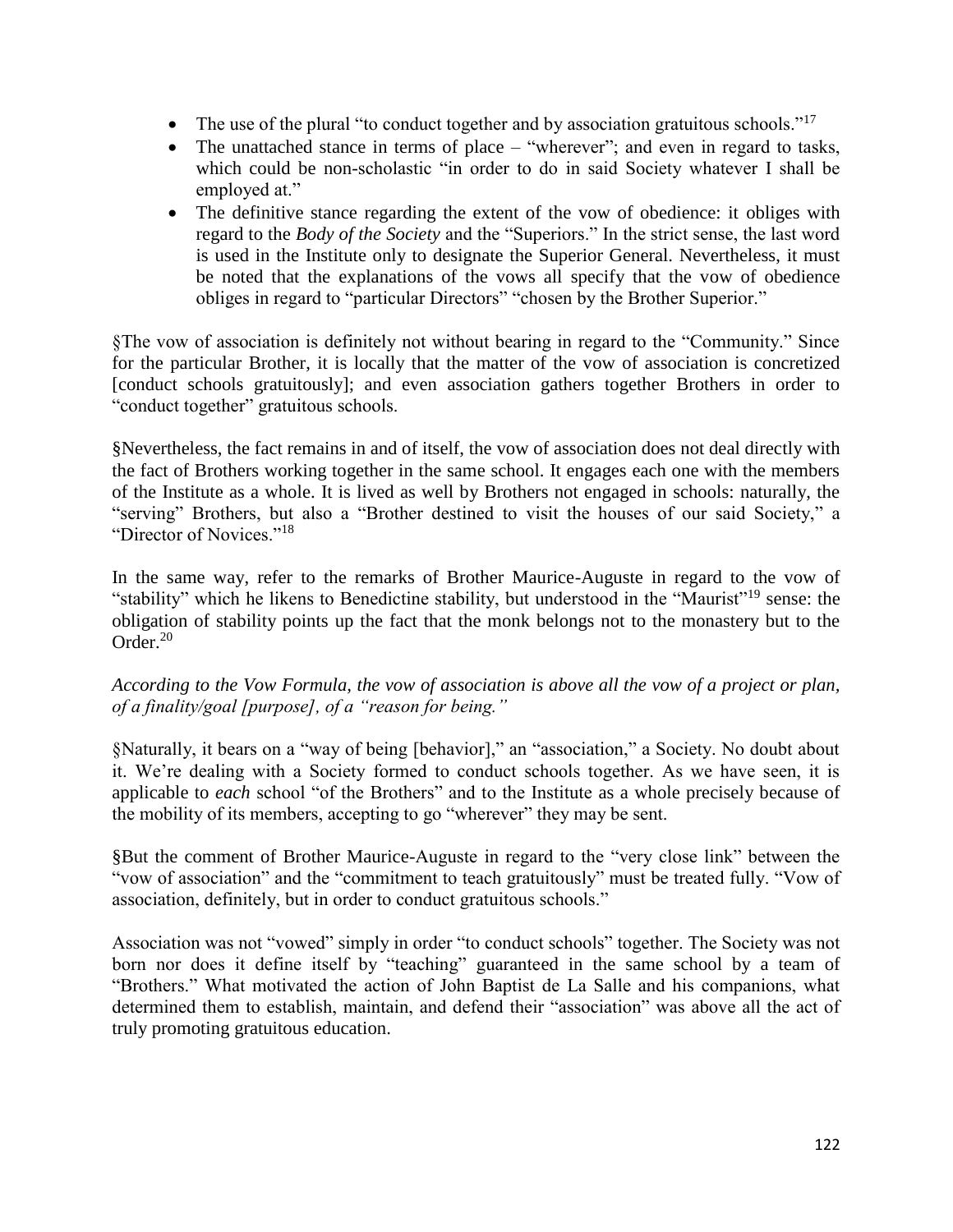- The use of the plural "to conduct together and by association gratuitous schools."[17]
- The unattached stance in terms of place – "wherever"; and even in regard to tasks, which could be non-scholastic "in order to do in said Society whatever I shall be employed at."
- The definitive stance regarding the extent of the vow of obedience: it obliges with regard to the *Body of the Society* and the "Superiors." In the strict sense, the last word is used in the Institute only to designate the Superior General. Nevertheless, it must be noted that the explanations of the vows all specify that the vow of obedience obliges in regard to "particular Directors" "chosen by the Brother Superior."

§The vow of association is definitely not without bearing in regard to the "Community." Since for the particular Brother, it is locally that the matter of the vow of association is concretized [conduct schools gratuitously]; and even association gathers together Brothers in order to "conduct together" gratuitous schools.

§Nevertheless, the fact remains in and of itself, the vow of association does not deal directly with the fact of Brothers working together in the same school. It engages each one with the members of the Institute as a whole. It is lived as well by Brothers not engaged in schools: naturally, the "serving" Brothers, but also a "Brother destined to visit the houses of our said Society," a "Director of Novices."[18]

In the same way, refer to the remarks of Brother Maurice-Auguste in regard to the vow of "stability" which he likens to Benedictine stability, but understood in the "Maurist"[19] sense: the obligation of stability points up the fact that the monk belongs not to the monastery but to the Order.[20]

*According to the Vow Formula, the vow of association is above all the vow of a project or plan, of a finality/goal [purpose], of a "reason for being."*

§Naturally, it bears on a "way of being [behavior]," an "association," a Society. No doubt about it. We're dealing with a Society formed to conduct schools together. As we have seen, it is applicable to *each* school "of the Brothers" and to the Institute as a whole precisely because of the mobility of its members, accepting to go "wherever" they may be sent.

§But the comment of Brother Maurice-Auguste in regard to the "very close link" between the "vow of association" and the "commitment to teach gratuitously" must be treated fully. "Vow of association, definitely, but in order to conduct gratuitous schools."

Association was not "vowed" simply in order "to conduct schools" together. The Society was not born nor does it define itself by "teaching" guaranteed in the same school by a team of "Brothers." What motivated the action of John Baptist de La Salle and his companions, what determined them to establish, maintain, and defend their "association" was above all the act of truly promoting gratuitous education.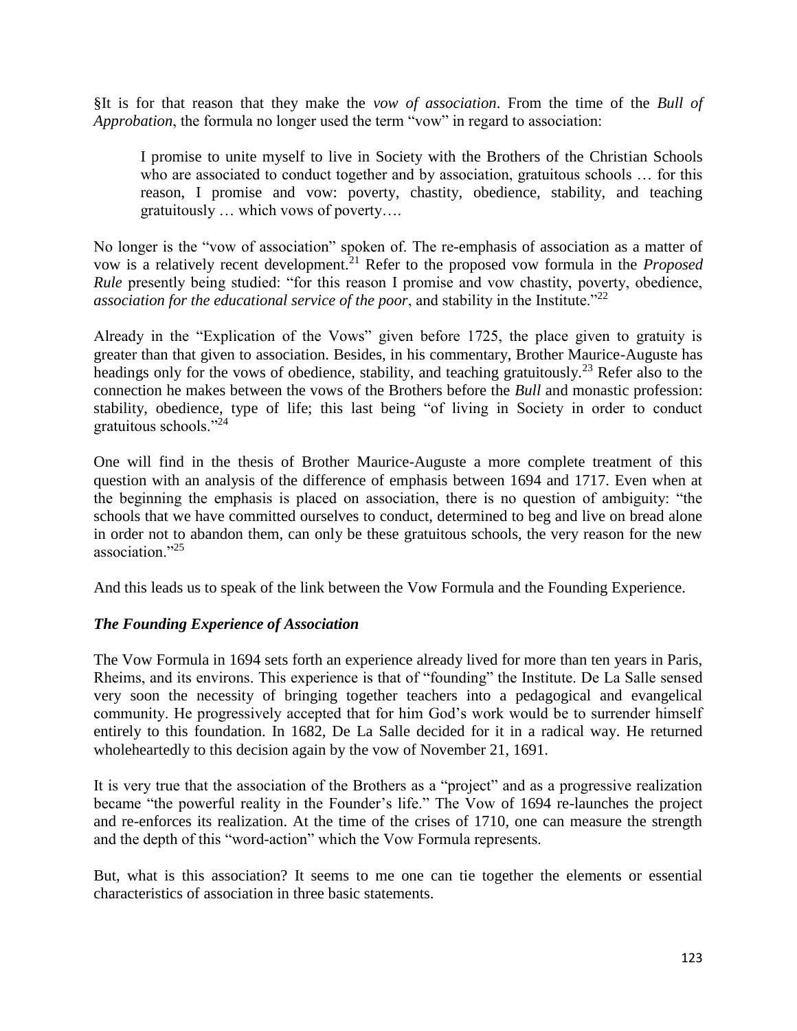§It is for that reason that they make the *vow of association*. From the time of the *Bull of Approbation*, the formula no longer used the term "vow" in regard to association:

> I promise to unite myself to live in Society with the Brothers of the Christian Schools who are associated to conduct together and by association, gratuitous schools … for this reason, I promise and vow: poverty, chastity, obedience, stability, and teaching gratuitously … which vows of poverty….

No longer is the "vow of association" spoken of. The re-emphasis of association as a matter of vow is a relatively recent development.[21] Refer to the proposed vow formula in the *Proposed Rule* presently being studied: "for this reason I promise and vow chastity, poverty, obedience, *association for the educational service of the poor*, and stability in the Institute."[22]

Already in the "Explication of the Vows" given before 1725, the place given to gratuity is greater than that given to association. Besides, in his commentary, Brother Maurice-Auguste has headings only for the vows of obedience, stability, and teaching gratuitously.[23] Refer also to the connection he makes between the vows of the Brothers before the *Bull* and monastic profession: stability, obedience, type of life; this last being "of living in Society in order to conduct gratuitous schools."[24]

One will find in the thesis of Brother Maurice-Auguste a more complete treatment of this question with an analysis of the difference of emphasis between 1694 and 1717. Even when at the beginning the emphasis is placed on association, there is no question of ambiguity: "the schools that we have committed ourselves to conduct, determined to beg and live on bread alone in order not to abandon them, can only be these gratuitous schools, the very reason for the new association."[25]

And this leads us to speak of the link between the Vow Formula and the Founding Experience.

### *The Founding Experience of Association*

The Vow Formula in 1694 sets forth an experience already lived for more than ten years in Paris, Rheims, and its environs. This experience is that of "founding" the Institute. De La Salle sensed very soon the necessity of bringing together teachers into a pedagogical and evangelical community. He progressively accepted that for him God's work would be to surrender himself entirely to this foundation. In 1682, De La Salle decided for it in a radical way. He returned wholeheartedly to this decision again by the vow of November 21, 1691.

It is very true that the association of the Brothers as a "project" and as a progressive realization became "the powerful reality in the Founder's life." The Vow of 1694 re-launches the project and re-enforces its realization. At the time of the crises of 1710, one can measure the strength and the depth of this "word-action" which the Vow Formula represents.

But, what is this association? It seems to me one can tie together the elements or essential characteristics of association in three basic statements.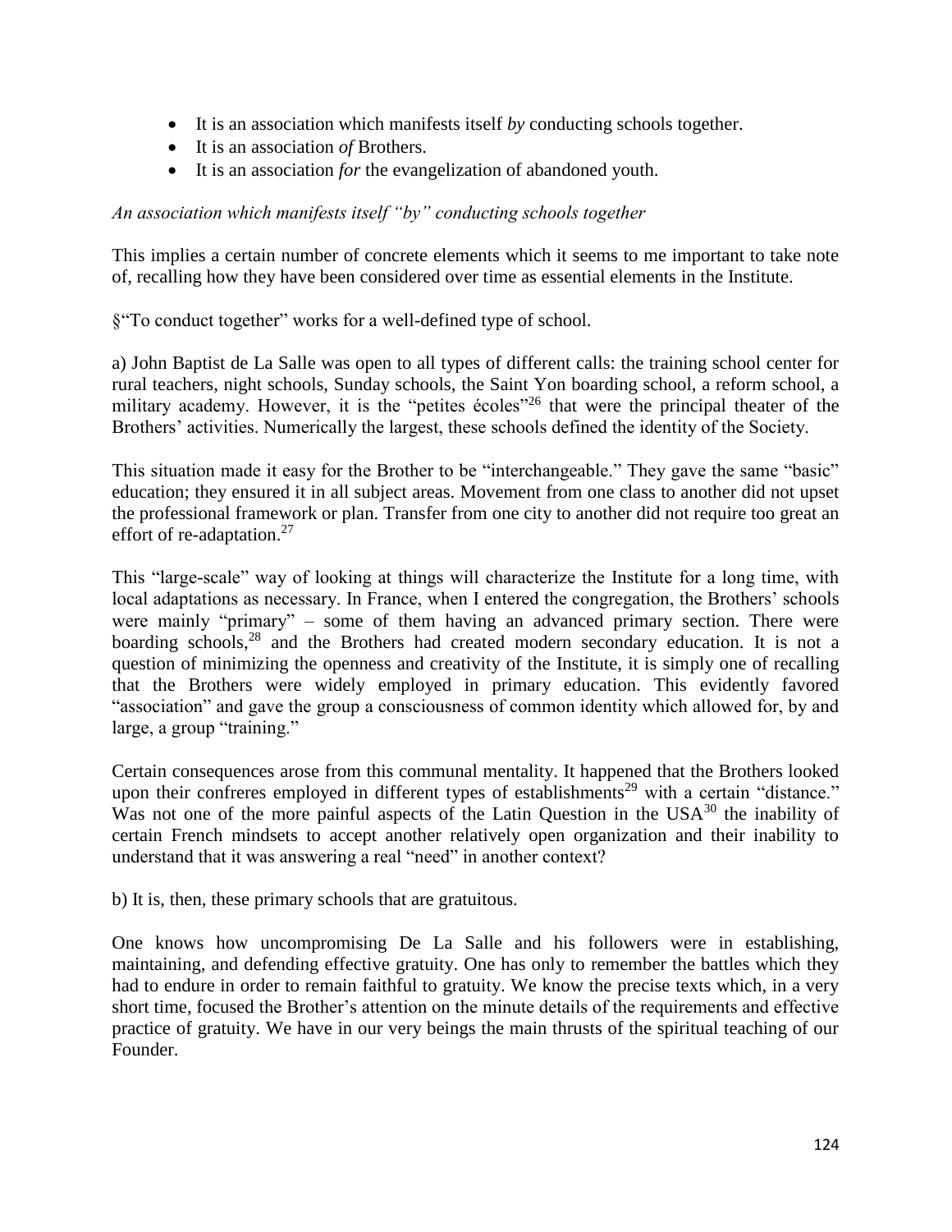- It is an association which manifests itself *by* conducting schools together.
- It is an association *of* Brothers.
- It is an association *for* the evangelization of abandoned youth.

*An association which manifests itself "by" conducting schools together*

This implies a certain number of concrete elements which it seems to me important to take note of, recalling how they have been considered over time as essential elements in the Institute.

§"To conduct together" works for a well-defined type of school.

a) John Baptist de La Salle was open to all types of different calls: the training school center for rural teachers, night schools, Sunday schools, the Saint Yon boarding school, a reform school, a military academy. However, it is the "petites écoles"[26] that were the principal theater of the Brothers' activities. Numerically the largest, these schools defined the identity of the Society.

This situation made it easy for the Brother to be "interchangeable." They gave the same "basic" education; they ensured it in all subject areas. Movement from one class to another did not upset the professional framework or plan. Transfer from one city to another did not require too great an effort of re-adaptation.[27]

This "large-scale" way of looking at things will characterize the Institute for a long time, with local adaptations as necessary. In France, when I entered the congregation, the Brothers' schools were mainly "primary" – some of them having an advanced primary section. There were boarding schools,[28] and the Brothers had created modern secondary education. It is not a question of minimizing the openness and creativity of the Institute, it is simply one of recalling that the Brothers were widely employed in primary education. This evidently favored "association" and gave the group a consciousness of common identity which allowed for, by and large, a group "training."

Certain consequences arose from this communal mentality. It happened that the Brothers looked upon their confreres employed in different types of establishments[29] with a certain "distance." Was not one of the more painful aspects of the Latin Question in the USA[30] the inability of certain French mindsets to accept another relatively open organization and their inability to understand that it was answering a real "need" in another context?

b) It is, then, these primary schools that are gratuitous.

One knows how uncompromising De La Salle and his followers were in establishing, maintaining, and defending effective gratuity. One has only to remember the battles which they had to endure in order to remain faithful to gratuity. We know the precise texts which, in a very short time, focused the Brother's attention on the minute details of the requirements and effective practice of gratuity. We have in our very beings the main thrusts of the spiritual teaching of our Founder.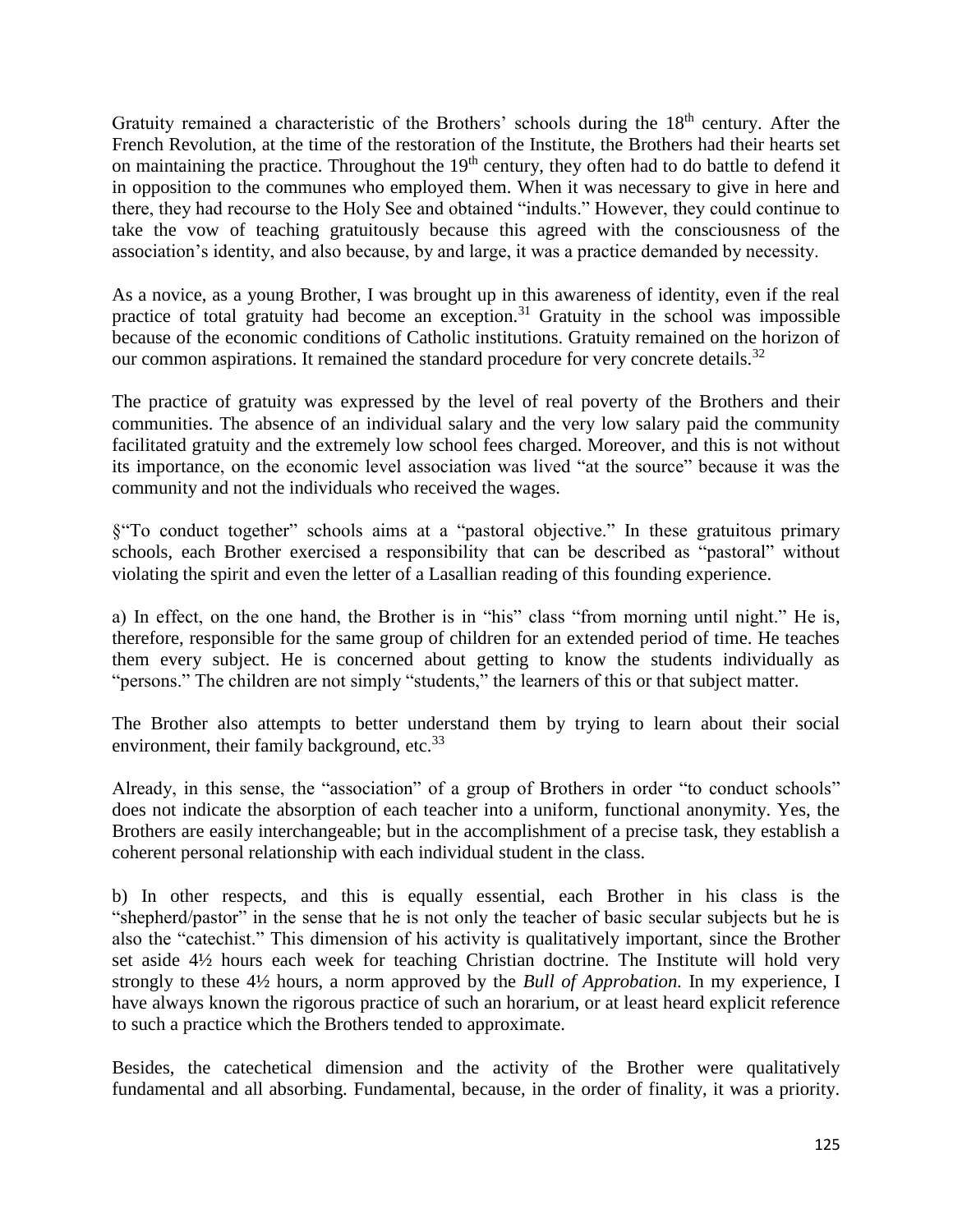Gratuity remained a characteristic of the Brothers' schools during the 18th century. After the French Revolution, at the time of the restoration of the Institute, the Brothers had their hearts set on maintaining the practice. Throughout the 19th century, they often had to do battle to defend it in opposition to the communes who employed them. When it was necessary to give in here and there, they had recourse to the Holy See and obtained "indults." However, they could continue to take the vow of teaching gratuitously because this agreed with the consciousness of the association's identity, and also because, by and large, it was a practice demanded by necessity.

As a novice, as a young Brother, I was brought up in this awareness of identity, even if the real practice of total gratuity had become an exception.[31] Gratuity in the school was impossible because of the economic conditions of Catholic institutions. Gratuity remained on the horizon of our common aspirations. It remained the standard procedure for very concrete details.[32]

The practice of gratuity was expressed by the level of real poverty of the Brothers and their communities. The absence of an individual salary and the very low salary paid the community facilitated gratuity and the extremely low school fees charged. Moreover, and this is not without its importance, on the economic level association was lived "at the source" because it was the community and not the individuals who received the wages.

§"To conduct together" schools aims at a "pastoral objective." In these gratuitous primary schools, each Brother exercised a responsibility that can be described as "pastoral" without violating the spirit and even the letter of a Lasallian reading of this founding experience.

a) In effect, on the one hand, the Brother is in "his" class "from morning until night." He is, therefore, responsible for the same group of children for an extended period of time. He teaches them every subject. He is concerned about getting to know the students individually as "persons." The children are not simply "students," the learners of this or that subject matter.

The Brother also attempts to better understand them by trying to learn about their social environment, their family background, etc.[33]

Already, in this sense, the "association" of a group of Brothers in order "to conduct schools" does not indicate the absorption of each teacher into a uniform, functional anonymity. Yes, the Brothers are easily interchangeable; but in the accomplishment of a precise task, they establish a coherent personal relationship with each individual student in the class.

b) In other respects, and this is equally essential, each Brother in his class is the "shepherd/pastor" in the sense that he is not only the teacher of basic secular subjects but he is also the "catechist." This dimension of his activity is qualitatively important, since the Brother set aside 4½ hours each week for teaching Christian doctrine. The Institute will hold very strongly to these 4½ hours, a norm approved by the *Bull of Approbation.* In my experience, I have always known the rigorous practice of such an horarium, or at least heard explicit reference to such a practice which the Brothers tended to approximate.

Besides, the catechetical dimension and the activity of the Brother were qualitatively fundamental and all absorbing. Fundamental, because, in the order of finality, it was a priority.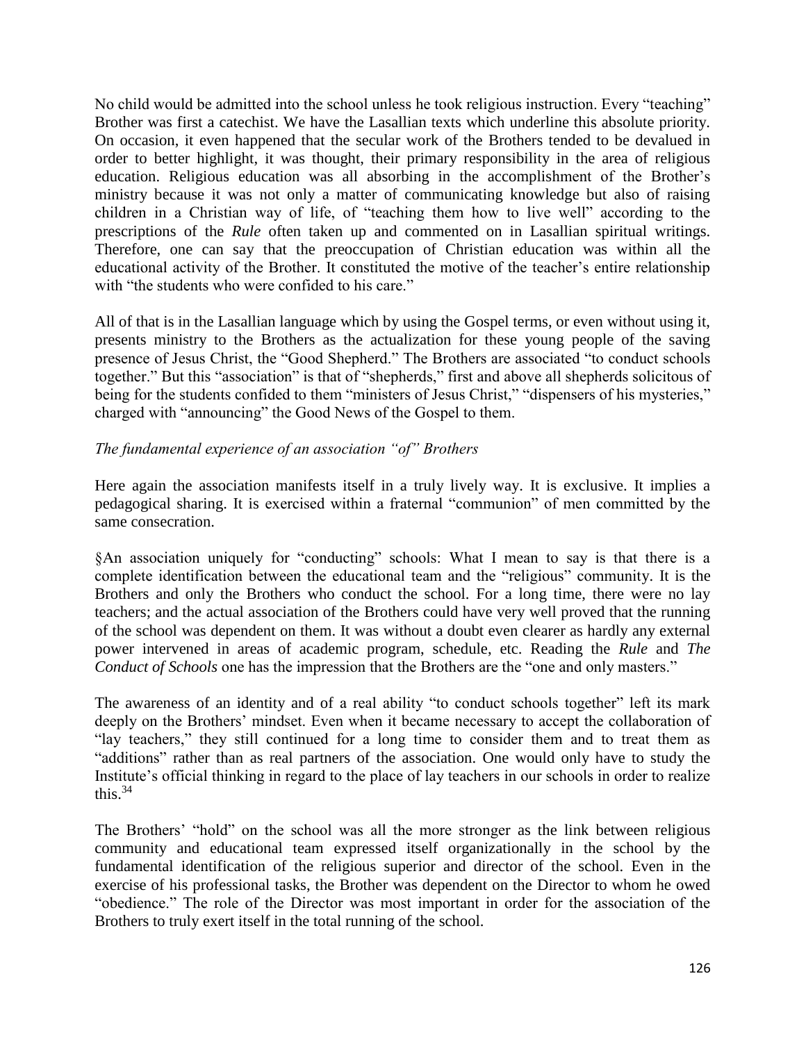No child would be admitted into the school unless he took religious instruction. Every "teaching" Brother was first a catechist. We have the Lasallian texts which underline this absolute priority. On occasion, it even happened that the secular work of the Brothers tended to be devalued in order to better highlight, it was thought, their primary responsibility in the area of religious education. Religious education was all absorbing in the accomplishment of the Brother's ministry because it was not only a matter of communicating knowledge but also of raising children in a Christian way of life, of "teaching them how to live well" according to the prescriptions of the *Rule* often taken up and commented on in Lasallian spiritual writings. Therefore, one can say that the preoccupation of Christian education was within all the educational activity of the Brother. It constituted the motive of the teacher's entire relationship with "the students who were confided to his care."

All of that is in the Lasallian language which by using the Gospel terms, or even without using it, presents ministry to the Brothers as the actualization for these young people of the saving presence of Jesus Christ, the "Good Shepherd." The Brothers are associated "to conduct schools together." But this "association" is that of "shepherds," first and above all shepherds solicitous of being for the students confided to them "ministers of Jesus Christ," "dispensers of his mysteries," charged with "announcing" the Good News of the Gospel to them.

*The fundamental experience of an association "of" Brothers*

Here again the association manifests itself in a truly lively way. It is exclusive. It implies a pedagogical sharing. It is exercised within a fraternal "communion" of men committed by the same consecration.

§An association uniquely for "conducting" schools: What I mean to say is that there is a complete identification between the educational team and the "religious" community. It is the Brothers and only the Brothers who conduct the school. For a long time, there were no lay teachers; and the actual association of the Brothers could have very well proved that the running of the school was dependent on them. It was without a doubt even clearer as hardly any external power intervened in areas of academic program, schedule, etc. Reading the *Rule* and *The Conduct of Schools* one has the impression that the Brothers are the "one and only masters."

The awareness of an identity and of a real ability "to conduct schools together" left its mark deeply on the Brothers' mindset. Even when it became necessary to accept the collaboration of "lay teachers," they still continued for a long time to consider them and to treat them as "additions" rather than as real partners of the association. One would only have to study the Institute's official thinking in regard to the place of lay teachers in our schools in order to realize this.[34]

The Brothers' "hold" on the school was all the more stronger as the link between religious community and educational team expressed itself organizationally in the school by the fundamental identification of the religious superior and director of the school. Even in the exercise of his professional tasks, the Brother was dependent on the Director to whom he owed "obedience." The role of the Director was most important in order for the association of the Brothers to truly exert itself in the total running of the school.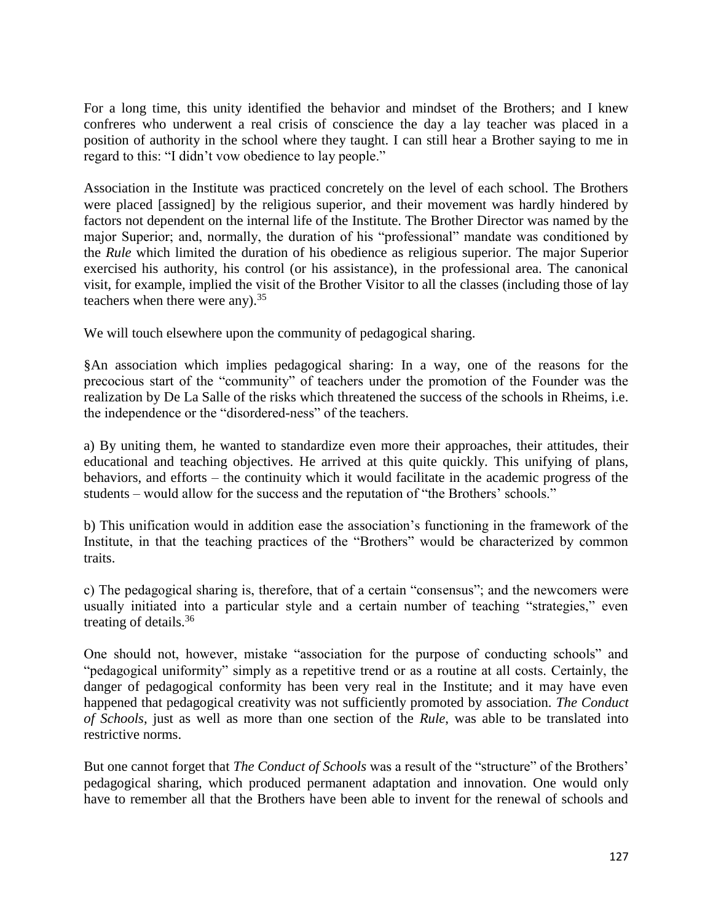For a long time, this unity identified the behavior and mindset of the Brothers; and I knew confreres who underwent a real crisis of conscience the day a lay teacher was placed in a position of authority in the school where they taught. I can still hear a Brother saying to me in regard to this: "I didn't vow obedience to lay people."

Association in the Institute was practiced concretely on the level of each school. The Brothers were placed [assigned] by the religious superior, and their movement was hardly hindered by factors not dependent on the internal life of the Institute. The Brother Director was named by the major Superior; and, normally, the duration of his "professional" mandate was conditioned by the *Rule* which limited the duration of his obedience as religious superior. The major Superior exercised his authority, his control (or his assistance), in the professional area. The canonical visit, for example, implied the visit of the Brother Visitor to all the classes (including those of lay teachers when there were any).[35]

We will touch elsewhere upon the community of pedagogical sharing.

§An association which implies pedagogical sharing: In a way, one of the reasons for the precocious start of the "community" of teachers under the promotion of the Founder was the realization by De La Salle of the risks which threatened the success of the schools in Rheims, i.e. the independence or the "disordered-ness" of the teachers.

a) By uniting them, he wanted to standardize even more their approaches, their attitudes, their educational and teaching objectives. He arrived at this quite quickly. This unifying of plans, behaviors, and efforts – the continuity which it would facilitate in the academic progress of the students – would allow for the success and the reputation of "the Brothers' schools."

b) This unification would in addition ease the association's functioning in the framework of the Institute, in that the teaching practices of the "Brothers" would be characterized by common traits.

c) The pedagogical sharing is, therefore, that of a certain "consensus"; and the newcomers were usually initiated into a particular style and a certain number of teaching "strategies," even treating of details.[36]

One should not, however, mistake "association for the purpose of conducting schools" and "pedagogical uniformity" simply as a repetitive trend or as a routine at all costs. Certainly, the danger of pedagogical conformity has been very real in the Institute; and it may have even happened that pedagogical creativity was not sufficiently promoted by association. *The Conduct of Schools*, just as well as more than one section of the *Rule*, was able to be translated into restrictive norms.

But one cannot forget that *The Conduct of Schools* was a result of the "structure" of the Brothers' pedagogical sharing, which produced permanent adaptation and innovation. One would only have to remember all that the Brothers have been able to invent for the renewal of schools and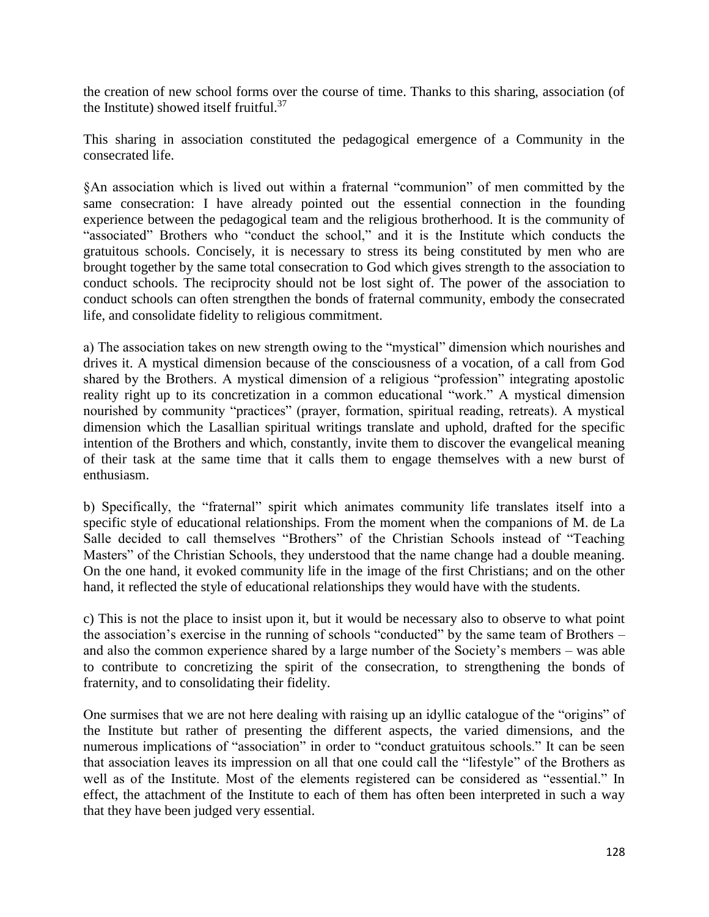the creation of new school forms over the course of time. Thanks to this sharing, association (of the Institute) showed itself fruitful.[37]

This sharing in association constituted the pedagogical emergence of a Community in the consecrated life.

§An association which is lived out within a fraternal "communion" of men committed by the same consecration: I have already pointed out the essential connection in the founding experience between the pedagogical team and the religious brotherhood. It is the community of "associated" Brothers who "conduct the school," and it is the Institute which conducts the gratuitous schools. Concisely, it is necessary to stress its being constituted by men who are brought together by the same total consecration to God which gives strength to the association to conduct schools. The reciprocity should not be lost sight of. The power of the association to conduct schools can often strengthen the bonds of fraternal community, embody the consecrated life, and consolidate fidelity to religious commitment.

a) The association takes on new strength owing to the "mystical" dimension which nourishes and drives it. A mystical dimension because of the consciousness of a vocation, of a call from God shared by the Brothers. A mystical dimension of a religious "profession" integrating apostolic reality right up to its concretization in a common educational "work." A mystical dimension nourished by community "practices" (prayer, formation, spiritual reading, retreats). A mystical dimension which the Lasallian spiritual writings translate and uphold, drafted for the specific intention of the Brothers and which, constantly, invite them to discover the evangelical meaning of their task at the same time that it calls them to engage themselves with a new burst of enthusiasm.

b) Specifically, the "fraternal" spirit which animates community life translates itself into a specific style of educational relationships. From the moment when the companions of M. de La Salle decided to call themselves "Brothers" of the Christian Schools instead of "Teaching Masters" of the Christian Schools, they understood that the name change had a double meaning. On the one hand, it evoked community life in the image of the first Christians; and on the other hand, it reflected the style of educational relationships they would have with the students.

c) This is not the place to insist upon it, but it would be necessary also to observe to what point the association's exercise in the running of schools "conducted" by the same team of Brothers – and also the common experience shared by a large number of the Society's members – was able to contribute to concretizing the spirit of the consecration, to strengthening the bonds of fraternity, and to consolidating their fidelity.

One surmises that we are not here dealing with raising up an idyllic catalogue of the "origins" of the Institute but rather of presenting the different aspects, the varied dimensions, and the numerous implications of "association" in order to "conduct gratuitous schools." It can be seen that association leaves its impression on all that one could call the "lifestyle" of the Brothers as well as of the Institute. Most of the elements registered can be considered as "essential." In effect, the attachment of the Institute to each of them has often been interpreted in such a way that they have been judged very essential.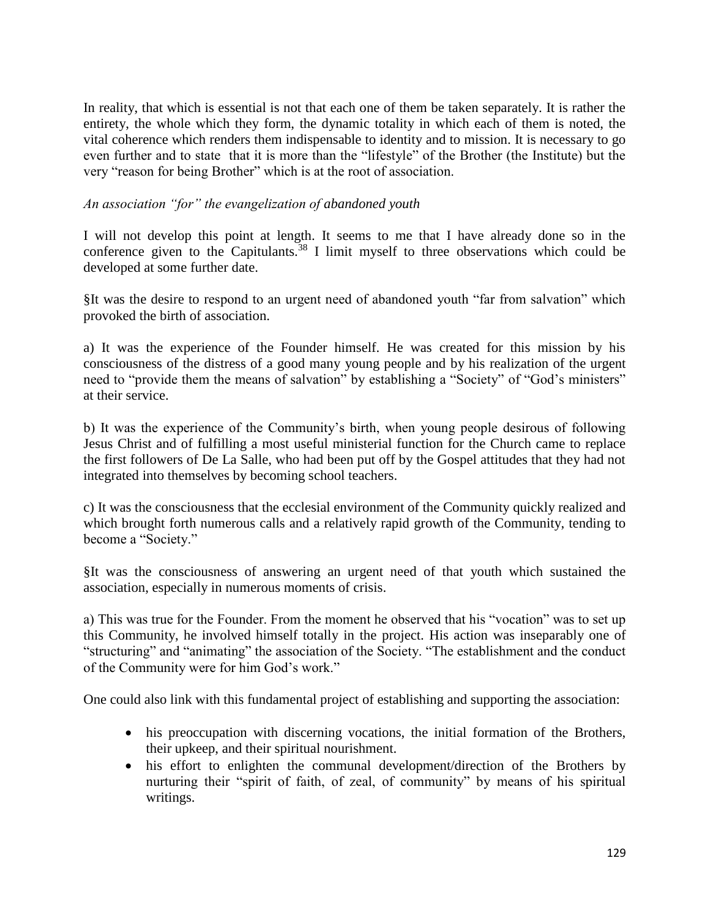In reality, that which is essential is not that each one of them be taken separately. It is rather the entirety, the whole which they form, the dynamic totality in which each of them is noted, the vital coherence which renders them indispensable to identity and to mission. It is necessary to go even further and to state  that it is more than the "lifestyle" of the Brother (the Institute) but the very "reason for being Brother" which is at the root of association.

*An association "for" the evangelization of abandoned youth*

I will not develop this point at length. It seems to me that I have already done so in the conference given to the Capitulants.[38] I limit myself to three observations which could be developed at some further date.

§It was the desire to respond to an urgent need of abandoned youth "far from salvation" which provoked the birth of association.

a) It was the experience of the Founder himself. He was created for this mission by his consciousness of the distress of a good many young people and by his realization of the urgent need to "provide them the means of salvation" by establishing a "Society" of "God's ministers" at their service.

b) It was the experience of the Community's birth, when young people desirous of following Jesus Christ and of fulfilling a most useful ministerial function for the Church came to replace the first followers of De La Salle, who had been put off by the Gospel attitudes that they had not integrated into themselves by becoming school teachers.

c) It was the consciousness that the ecclesial environment of the Community quickly realized and which brought forth numerous calls and a relatively rapid growth of the Community, tending to become a "Society."

§It was the consciousness of answering an urgent need of that youth which sustained the association, especially in numerous moments of crisis.

a) This was true for the Founder. From the moment he observed that his "vocation" was to set up this Community, he involved himself totally in the project. His action was inseparably one of "structuring" and "animating" the association of the Society. "The establishment and the conduct of the Community were for him God's work."

One could also link with this fundamental project of establishing and supporting the association:

- his preoccupation with discerning vocations, the initial formation of the Brothers, their upkeep, and their spiritual nourishment.
- his effort to enlighten the communal development/direction of the Brothers by nurturing their "spirit of faith, of zeal, of community" by means of his spiritual writings.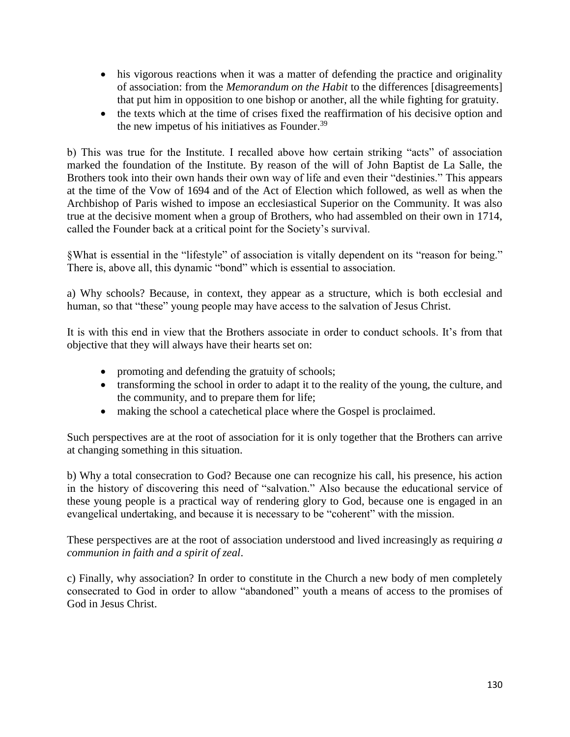- his vigorous reactions when it was a matter of defending the practice and originality of association: from the *Memorandum on the Habit* to the differences [disagreements] that put him in opposition to one bishop or another, all the while fighting for gratuity.
- the texts which at the time of crises fixed the reaffirmation of his decisive option and the new impetus of his initiatives as Founder.[39]

b) This was true for the Institute. I recalled above how certain striking "acts" of association marked the foundation of the Institute. By reason of the will of John Baptist de La Salle, the Brothers took into their own hands their own way of life and even their "destinies." This appears at the time of the Vow of 1694 and of the Act of Election which followed, as well as when the Archbishop of Paris wished to impose an ecclesiastical Superior on the Community. It was also true at the decisive moment when a group of Brothers, who had assembled on their own in 1714, called the Founder back at a critical point for the Society's survival.

§What is essential in the "lifestyle" of association is vitally dependent on its "reason for being." There is, above all, this dynamic "bond" which is essential to association.

a) Why schools? Because, in context, they appear as a structure, which is both ecclesial and human, so that "these" young people may have access to the salvation of Jesus Christ.

It is with this end in view that the Brothers associate in order to conduct schools. It's from that objective that they will always have their hearts set on:

- promoting and defending the gratuity of schools;
- transforming the school in order to adapt it to the reality of the young, the culture, and the community, and to prepare them for life;
- making the school a catechetical place where the Gospel is proclaimed.

Such perspectives are at the root of association for it is only together that the Brothers can arrive at changing something in this situation.

b) Why a total consecration to God? Because one can recognize his call, his presence, his action in the history of discovering this need of "salvation." Also because the educational service of these young people is a practical way of rendering glory to God, because one is engaged in an evangelical undertaking, and because it is necessary to be "coherent" with the mission.

These perspectives are at the root of association understood and lived increasingly as requiring *a communion in faith and a spirit of zeal*.

c) Finally, why association? In order to constitute in the Church a new body of men completely consecrated to God in order to allow "abandoned" youth a means of access to the promises of God in Jesus Christ.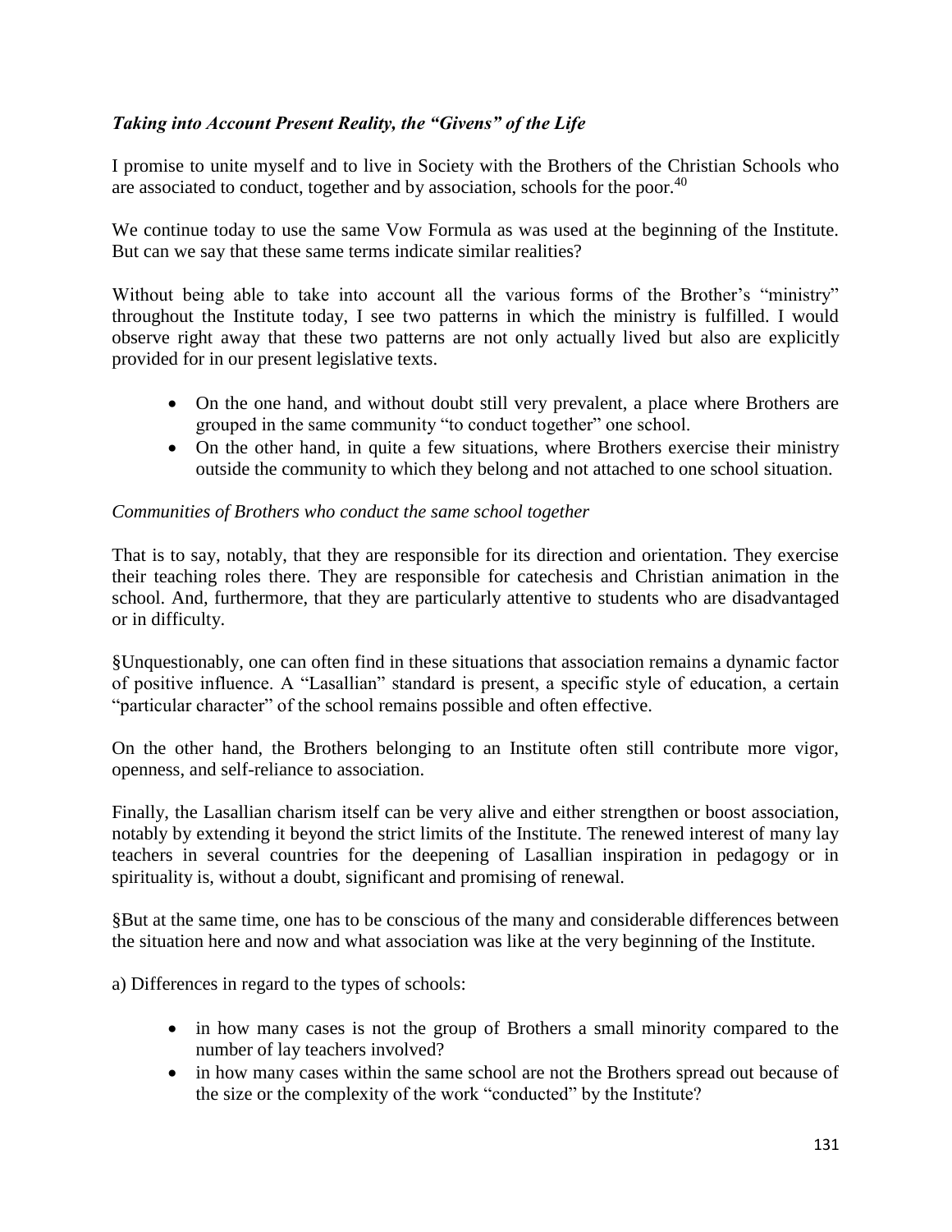### *Taking into Account Present Reality, the "Givens" of the Life*

I promise to unite myself and to live in Society with the Brothers of the Christian Schools who are associated to conduct, together and by association, schools for the poor.[40]

We continue today to use the same Vow Formula as was used at the beginning of the Institute. But can we say that these same terms indicate similar realities?

Without being able to take into account all the various forms of the Brother's "ministry" throughout the Institute today, I see two patterns in which the ministry is fulfilled. I would observe right away that these two patterns are not only actually lived but also are explicitly provided for in our present legislative texts.

- On the one hand, and without doubt still very prevalent, a place where Brothers are grouped in the same community "to conduct together" one school.
- On the other hand, in quite a few situations, where Brothers exercise their ministry outside the community to which they belong and not attached to one school situation.

*Communities of Brothers who conduct the same school together*

That is to say, notably, that they are responsible for its direction and orientation. They exercise their teaching roles there. They are responsible for catechesis and Christian animation in the school. And, furthermore, that they are particularly attentive to students who are disadvantaged or in difficulty.

§Unquestionably, one can often find in these situations that association remains a dynamic factor of positive influence. A "Lasallian" standard is present, a specific style of education, a certain "particular character" of the school remains possible and often effective.

On the other hand, the Brothers belonging to an Institute often still contribute more vigor, openness, and self-reliance to association.

Finally, the Lasallian charism itself can be very alive and either strengthen or boost association, notably by extending it beyond the strict limits of the Institute. The renewed interest of many lay teachers in several countries for the deepening of Lasallian inspiration in pedagogy or in spirituality is, without a doubt, significant and promising of renewal.

§But at the same time, one has to be conscious of the many and considerable differences between the situation here and now and what association was like at the very beginning of the Institute.

a) Differences in regard to the types of schools:

- in how many cases is not the group of Brothers a small minority compared to the number of lay teachers involved?
- in how many cases within the same school are not the Brothers spread out because of the size or the complexity of the work "conducted" by the Institute?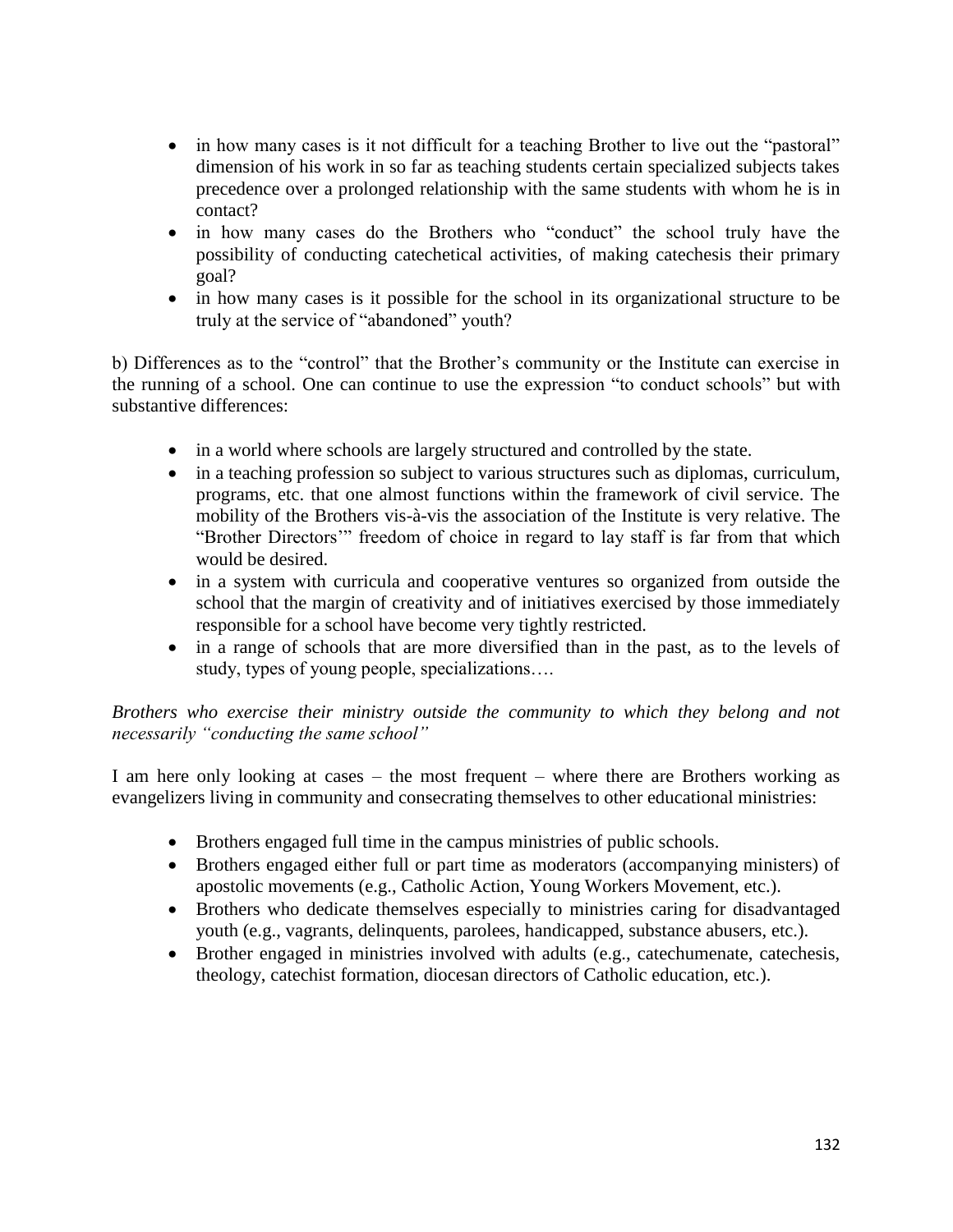- in how many cases is it not difficult for a teaching Brother to live out the "pastoral" dimension of his work in so far as teaching students certain specialized subjects takes precedence over a prolonged relationship with the same students with whom he is in contact?
- in how many cases do the Brothers who "conduct" the school truly have the possibility of conducting catechetical activities, of making catechesis their primary goal?
- in how many cases is it possible for the school in its organizational structure to be truly at the service of "abandoned" youth?

b) Differences as to the "control" that the Brother's community or the Institute can exercise in the running of a school. One can continue to use the expression "to conduct schools" but with substantive differences:

- in a world where schools are largely structured and controlled by the state.
- in a teaching profession so subject to various structures such as diplomas, curriculum, programs, etc. that one almost functions within the framework of civil service. The mobility of the Brothers vis-à-vis the association of the Institute is very relative. The "Brother Directors'" freedom of choice in regard to lay staff is far from that which would be desired.
- in a system with curricula and cooperative ventures so organized from outside the school that the margin of creativity and of initiatives exercised by those immediately responsible for a school have become very tightly restricted.
- in a range of schools that are more diversified than in the past, as to the levels of study, types of young people, specializations….

*Brothers who exercise their ministry outside the community to which they belong and not necessarily "conducting the same school"*

I am here only looking at cases – the most frequent – where there are Brothers working as evangelizers living in community and consecrating themselves to other educational ministries:

- Brothers engaged full time in the campus ministries of public schools.
- Brothers engaged either full or part time as moderators (accompanying ministers) of apostolic movements (e.g., Catholic Action, Young Workers Movement, etc.).
- Brothers who dedicate themselves especially to ministries caring for disadvantaged youth (e.g., vagrants, delinquents, parolees, handicapped, substance abusers, etc.).
- Brother engaged in ministries involved with adults (e.g., catechumenate, catechesis, theology, catechist formation, diocesan directors of Catholic education, etc.).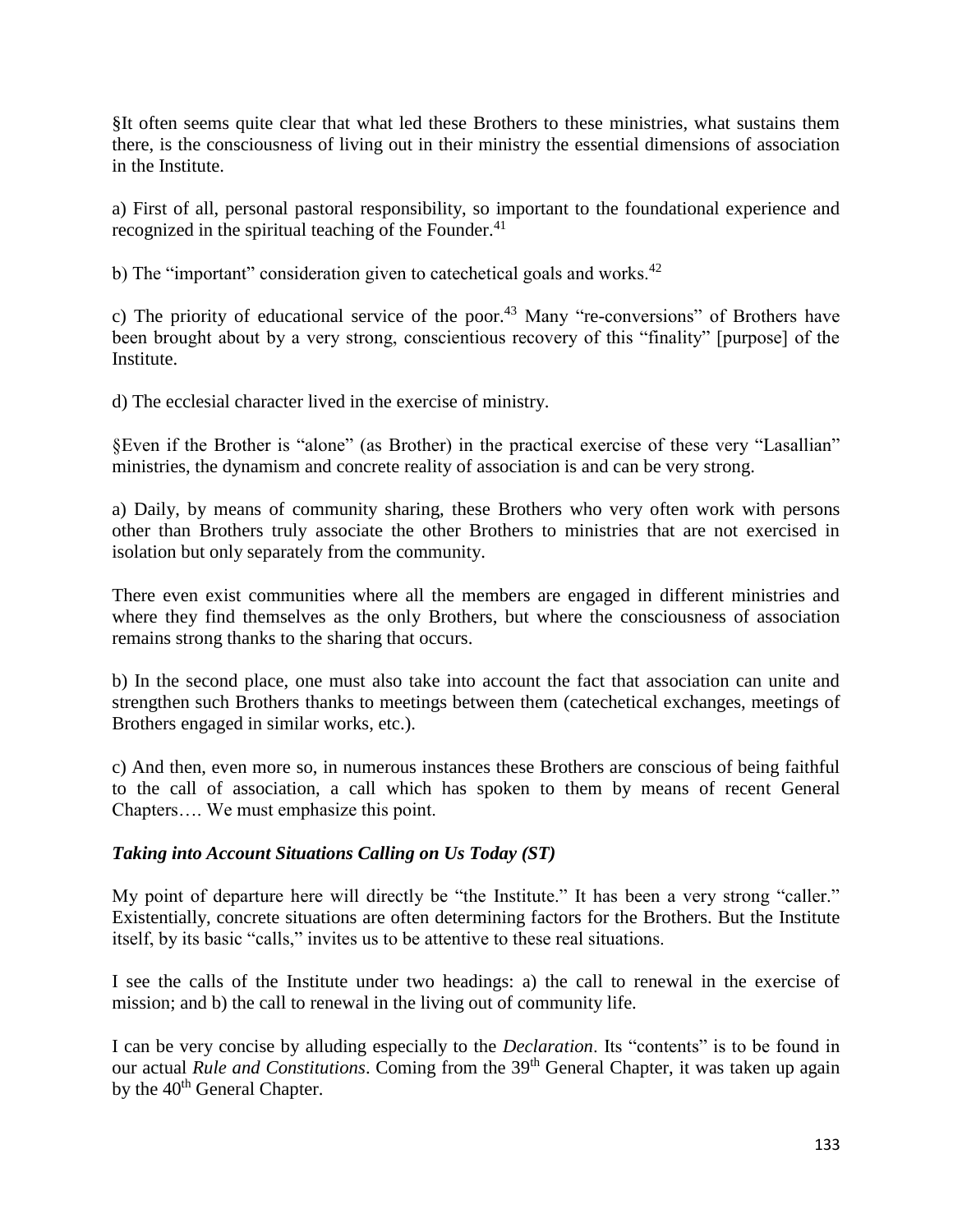§It often seems quite clear that what led these Brothers to these ministries, what sustains them there, is the consciousness of living out in their ministry the essential dimensions of association in the Institute.

a) First of all, personal pastoral responsibility, so important to the foundational experience and recognized in the spiritual teaching of the Founder.[41]

b) The "important" consideration given to catechetical goals and works.[42]

c) The priority of educational service of the poor.[43] Many "re-conversions" of Brothers have been brought about by a very strong, conscientious recovery of this "finality" [purpose] of the Institute.

d) The ecclesial character lived in the exercise of ministry.

§Even if the Brother is "alone" (as Brother) in the practical exercise of these very "Lasallian" ministries, the dynamism and concrete reality of association is and can be very strong.

a) Daily, by means of community sharing, these Brothers who very often work with persons other than Brothers truly associate the other Brothers to ministries that are not exercised in isolation but only separately from the community.

There even exist communities where all the members are engaged in different ministries and where they find themselves as the only Brothers, but where the consciousness of association remains strong thanks to the sharing that occurs.

b) In the second place, one must also take into account the fact that association can unite and strengthen such Brothers thanks to meetings between them (catechetical exchanges, meetings of Brothers engaged in similar works, etc.).

c) And then, even more so, in numerous instances these Brothers are conscious of being faithful to the call of association, a call which has spoken to them by means of recent General Chapters…. We must emphasize this point.

### *Taking into Account Situations Calling on Us Today (ST)*

My point of departure here will directly be "the Institute." It has been a very strong "caller." Existentially, concrete situations are often determining factors for the Brothers. But the Institute itself, by its basic "calls," invites us to be attentive to these real situations.

I see the calls of the Institute under two headings: a) the call to renewal in the exercise of mission; and b) the call to renewal in the living out of community life.

I can be very concise by alluding especially to the *Declaration*. Its "contents" is to be found in our actual *Rule and Constitutions*. Coming from the 39th General Chapter, it was taken up again by the 40th General Chapter.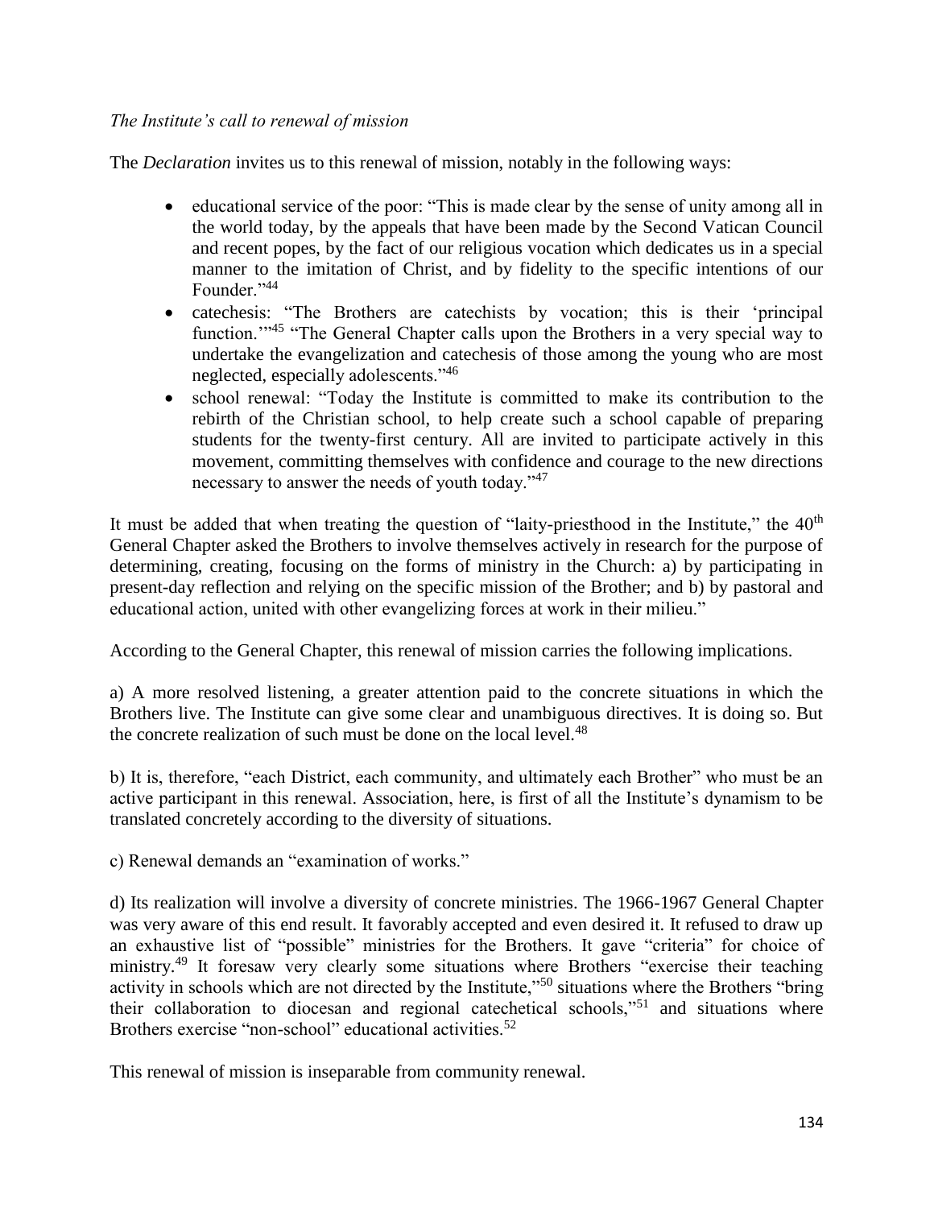*The Institute's call to renewal of mission*

The *Declaration* invites us to this renewal of mission, notably in the following ways:

- educational service of the poor: "This is made clear by the sense of unity among all in the world today, by the appeals that have been made by the Second Vatican Council and recent popes, by the fact of our religious vocation which dedicates us in a special manner to the imitation of Christ, and by fidelity to the specific intentions of our Founder."[44]
- catechesis: "The Brothers are catechists by vocation; this is their 'principal function.'"[45] "The General Chapter calls upon the Brothers in a very special way to undertake the evangelization and catechesis of those among the young who are most neglected, especially adolescents."[46]
- school renewal: "Today the Institute is committed to make its contribution to the rebirth of the Christian school, to help create such a school capable of preparing students for the twenty-first century. All are invited to participate actively in this movement, committing themselves with confidence and courage to the new directions necessary to answer the needs of youth today."[47]

It must be added that when treating the question of "laity-priesthood in the Institute," the 40th General Chapter asked the Brothers to involve themselves actively in research for the purpose of determining, creating, focusing on the forms of ministry in the Church: a) by participating in present-day reflection and relying on the specific mission of the Brother; and b) by pastoral and educational action, united with other evangelizing forces at work in their milieu."

According to the General Chapter, this renewal of mission carries the following implications.

a) A more resolved listening, a greater attention paid to the concrete situations in which the Brothers live. The Institute can give some clear and unambiguous directives. It is doing so. But the concrete realization of such must be done on the local level.[48]

b) It is, therefore, "each District, each community, and ultimately each Brother" who must be an active participant in this renewal. Association, here, is first of all the Institute's dynamism to be translated concretely according to the diversity of situations.

c) Renewal demands an "examination of works."

d) Its realization will involve a diversity of concrete ministries. The 1966-1967 General Chapter was very aware of this end result. It favorably accepted and even desired it. It refused to draw up an exhaustive list of "possible" ministries for the Brothers. It gave "criteria" for choice of ministry.[49] It foresaw very clearly some situations where Brothers "exercise their teaching activity in schools which are not directed by the Institute,"[50] situations where the Brothers "bring their collaboration to diocesan and regional catechetical schools,"[51] and situations where Brothers exercise "non-school" educational activities.[52]

This renewal of mission is inseparable from community renewal.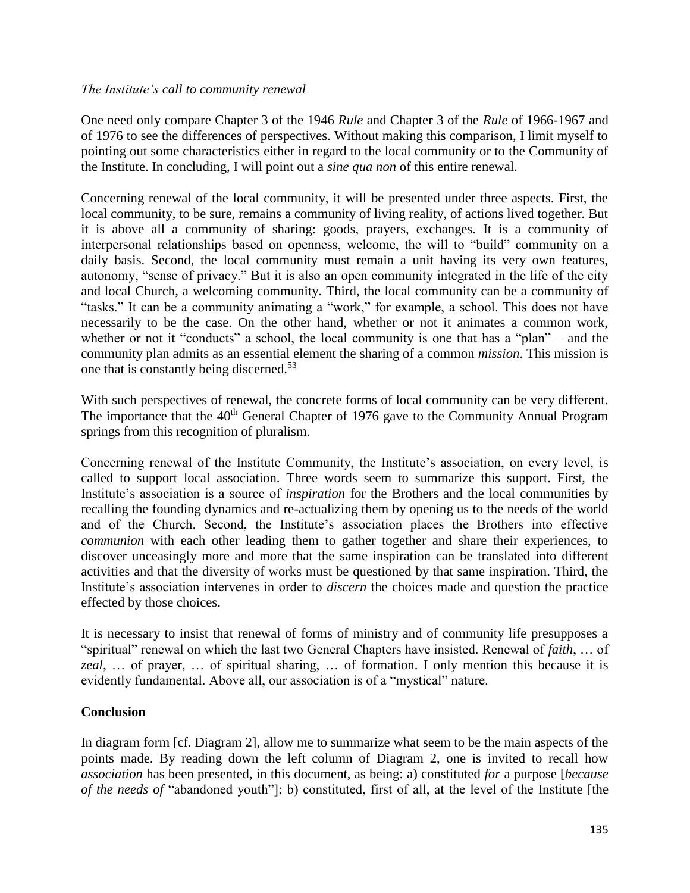*The Institute's call to community renewal*

One need only compare Chapter 3 of the 1946 *Rule* and Chapter 3 of the *Rule* of 1966-1967 and of 1976 to see the differences of perspectives. Without making this comparison, I limit myself to pointing out some characteristics either in regard to the local community or to the Community of the Institute. In concluding, I will point out a *sine qua non* of this entire renewal.

Concerning renewal of the local community, it will be presented under three aspects. First, the local community, to be sure, remains a community of living reality, of actions lived together. But it is above all a community of sharing: goods, prayers, exchanges. It is a community of interpersonal relationships based on openness, welcome, the will to "build" community on a daily basis. Second, the local community must remain a unit having its very own features, autonomy, "sense of privacy." But it is also an open community integrated in the life of the city and local Church, a welcoming community. Third, the local community can be a community of "tasks." It can be a community animating a "work," for example, a school. This does not have necessarily to be the case. On the other hand, whether or not it animates a common work, whether or not it "conducts" a school, the local community is one that has a "plan" – and the community plan admits as an essential element the sharing of a common *mission*. This mission is one that is constantly being discerned.[53]

With such perspectives of renewal, the concrete forms of local community can be very different. The importance that the 40th General Chapter of 1976 gave to the Community Annual Program springs from this recognition of pluralism.

Concerning renewal of the Institute Community, the Institute's association, on every level, is called to support local association. Three words seem to summarize this support. First, the Institute's association is a source of *inspiration* for the Brothers and the local communities by recalling the founding dynamics and re-actualizing them by opening us to the needs of the world and of the Church. Second, the Institute's association places the Brothers into effective *communion* with each other leading them to gather together and share their experiences, to discover unceasingly more and more that the same inspiration can be translated into different activities and that the diversity of works must be questioned by that same inspiration. Third, the Institute's association intervenes in order to *discern* the choices made and question the practice effected by those choices.

It is necessary to insist that renewal of forms of ministry and of community life presupposes a "spiritual" renewal on which the last two General Chapters have insisted. Renewal of *faith*, … of *zeal*, … of prayer, … of spiritual sharing, … of formation. I only mention this because it is evidently fundamental. Above all, our association is of a "mystical" nature.

## Conclusion

In diagram form [cf. Diagram 2], allow me to summarize what seem to be the main aspects of the points made. By reading down the left column of Diagram 2, one is invited to recall how *association* has been presented, in this document, as being: a) constituted *for* a purpose [*because of the needs of* "abandoned youth"]; b) constituted, first of all, at the level of the Institute [the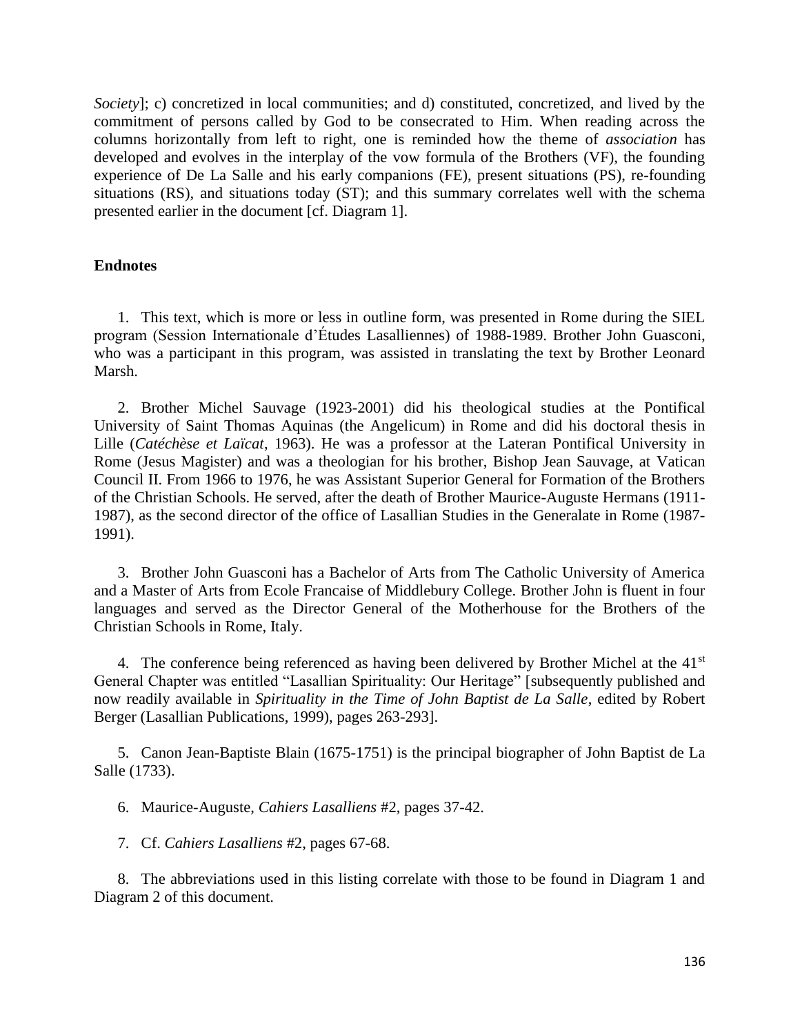*Society*]; c) concretized in local communities; and d) constituted, concretized, and lived by the commitment of persons called by God to be consecrated to Him. When reading across the columns horizontally from left to right, one is reminded how the theme of *association* has developed and evolves in the interplay of the vow formula of the Brothers (VF), the founding experience of De La Salle and his early companions (FE), present situations (PS), re-founding situations (RS), and situations today (ST); and this summary correlates well with the schema presented earlier in the document [cf. Diagram 1].

**Endnotes**

1. This text, which is more or less in outline form, was presented in Rome during the SIEL program (Session Internationale d'Études Lasalliennes) of 1988-1989. Brother John Guasconi, who was a participant in this program, was assisted in translating the text by Brother Leonard Marsh.

2. Brother Michel Sauvage (1923-2001) did his theological studies at the Pontifical University of Saint Thomas Aquinas (the Angelicum) in Rome and did his doctoral thesis in Lille (*Catéchèse et Laïcat*, 1963). He was a professor at the Lateran Pontifical University in Rome (Jesus Magister) and was a theologian for his brother, Bishop Jean Sauvage, at Vatican Council II. From 1966 to 1976, he was Assistant Superior General for Formation of the Brothers of the Christian Schools. He served, after the death of Brother Maurice-Auguste Hermans (1911-1987), as the second director of the office of Lasallian Studies in the Generalate in Rome (1987-1991).

3. Brother John Guasconi has a Bachelor of Arts from The Catholic University of America and a Master of Arts from Ecole Francaise of Middlebury College. Brother John is fluent in four languages and served as the Director General of the Motherhouse for the Brothers of the Christian Schools in Rome, Italy.

4. The conference being referenced as having been delivered by Brother Michel at the 41st General Chapter was entitled "Lasallian Spirituality: Our Heritage" [subsequently published and now readily available in *Spirituality in the Time of John Baptist de La Salle*, edited by Robert Berger (Lasallian Publications, 1999), pages 263-293].

5. Canon Jean-Baptiste Blain (1675-1751) is the principal biographer of John Baptist de La Salle (1733).

6. Maurice-Auguste, *Cahiers Lasalliens* #2, pages 37-42.

7. Cf. *Cahiers Lasalliens* #2, pages 67-68.

8. The abbreviations used in this listing correlate with those to be found in Diagram 1 and Diagram 2 of this document.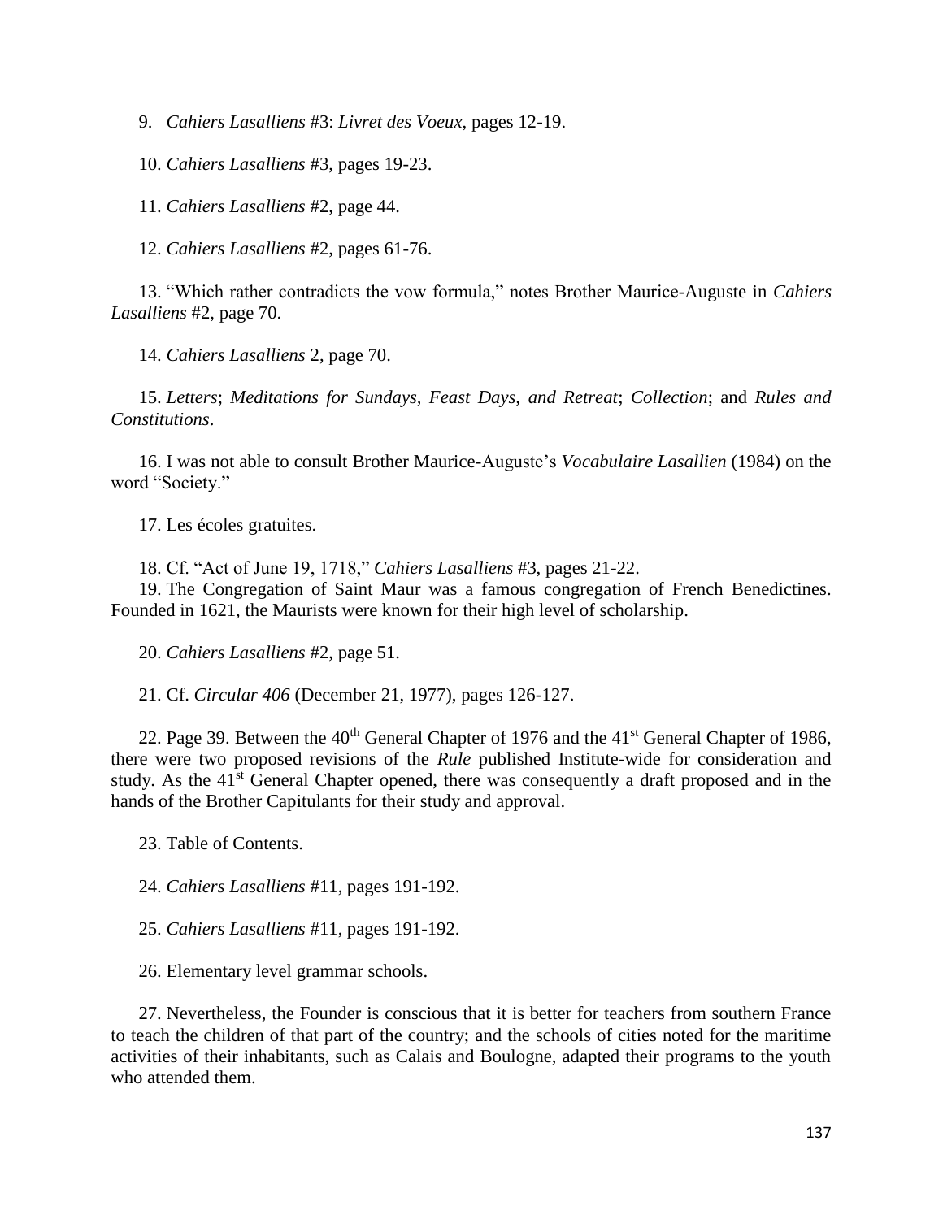9. *Cahiers Lasalliens* #3: *Livret des Voeux*, pages 12-19.

10. *Cahiers Lasalliens* #3, pages 19-23.

11. *Cahiers Lasalliens* #2, page 44.

12. *Cahiers Lasalliens* #2, pages 61-76.

13. "Which rather contradicts the vow formula," notes Brother Maurice-Auguste in *Cahiers Lasalliens* #2, page 70.

14. *Cahiers Lasalliens* 2, page 70.

15. *Letters*; *Meditations for Sundays, Feast Days, and Retreat*; *Collection*; and *Rules and Constitutions*.

16. I was not able to consult Brother Maurice-Auguste's *Vocabulaire Lasallien* (1984) on the word "Society."

17. Les écoles gratuites.

18. Cf. "Act of June 19, 1718," *Cahiers Lasalliens* #3, pages 21-22.

19. The Congregation of Saint Maur was a famous congregation of French Benedictines. Founded in 1621, the Maurists were known for their high level of scholarship.

20. *Cahiers Lasalliens* #2, page 51.

21. Cf. *Circular 406* (December 21, 1977), pages 126-127.

22. Page 39. Between the 40th General Chapter of 1976 and the 41st General Chapter of 1986, there were two proposed revisions of the *Rule* published Institute-wide for consideration and study. As the 41st General Chapter opened, there was consequently a draft proposed and in the hands of the Brother Capitulants for their study and approval.

23. Table of Contents.

24. *Cahiers Lasalliens* #11, pages 191-192.

25. *Cahiers Lasalliens* #11, pages 191-192.

26. Elementary level grammar schools.

27. Nevertheless, the Founder is conscious that it is better for teachers from southern France to teach the children of that part of the country; and the schools of cities noted for the maritime activities of their inhabitants, such as Calais and Boulogne, adapted their programs to the youth who attended them.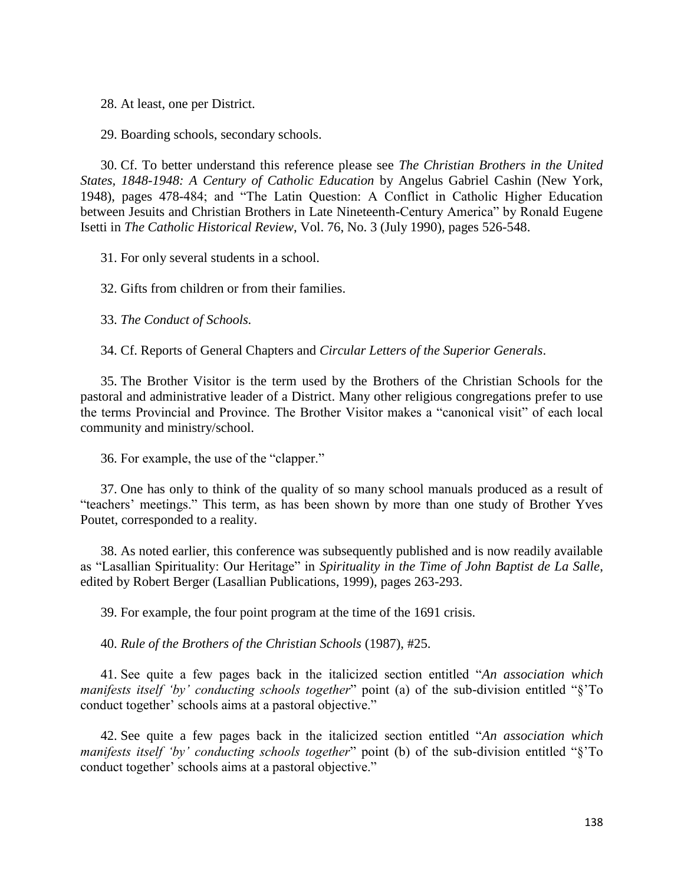28. At least, one per District.

29. Boarding schools, secondary schools.

30. Cf. To better understand this reference please see *The Christian Brothers in the United States, 1848-1948: A Century of Catholic Education* by Angelus Gabriel Cashin (New York, 1948), pages 478-484; and "The Latin Question: A Conflict in Catholic Higher Education between Jesuits and Christian Brothers in Late Nineteenth-Century America" by Ronald Eugene Isetti in *The Catholic Historical Review*, Vol. 76, No. 3 (July 1990), pages 526-548.

31. For only several students in a school.

32. Gifts from children or from their families.

33. *The Conduct of Schools.*

34. Cf. Reports of General Chapters and *Circular Letters of the Superior Generals*.

35. The Brother Visitor is the term used by the Brothers of the Christian Schools for the pastoral and administrative leader of a District. Many other religious congregations prefer to use the terms Provincial and Province. The Brother Visitor makes a "canonical visit" of each local community and ministry/school.

36. For example, the use of the "clapper."

37. One has only to think of the quality of so many school manuals produced as a result of "teachers' meetings." This term, as has been shown by more than one study of Brother Yves Poutet, corresponded to a reality.

38. As noted earlier, this conference was subsequently published and is now readily available as "Lasallian Spirituality: Our Heritage" in *Spirituality in the Time of John Baptist de La Salle*, edited by Robert Berger (Lasallian Publications, 1999), pages 263-293.

39. For example, the four point program at the time of the 1691 crisis.

40. *Rule of the Brothers of the Christian Schools* (1987), #25.

41. See quite a few pages back in the italicized section entitled "*An association which manifests itself 'by' conducting schools together*" point (a) of the sub-division entitled "§'To conduct together' schools aims at a pastoral objective."

42. See quite a few pages back in the italicized section entitled "*An association which manifests itself 'by' conducting schools together*" point (b) of the sub-division entitled "§'To conduct together' schools aims at a pastoral objective."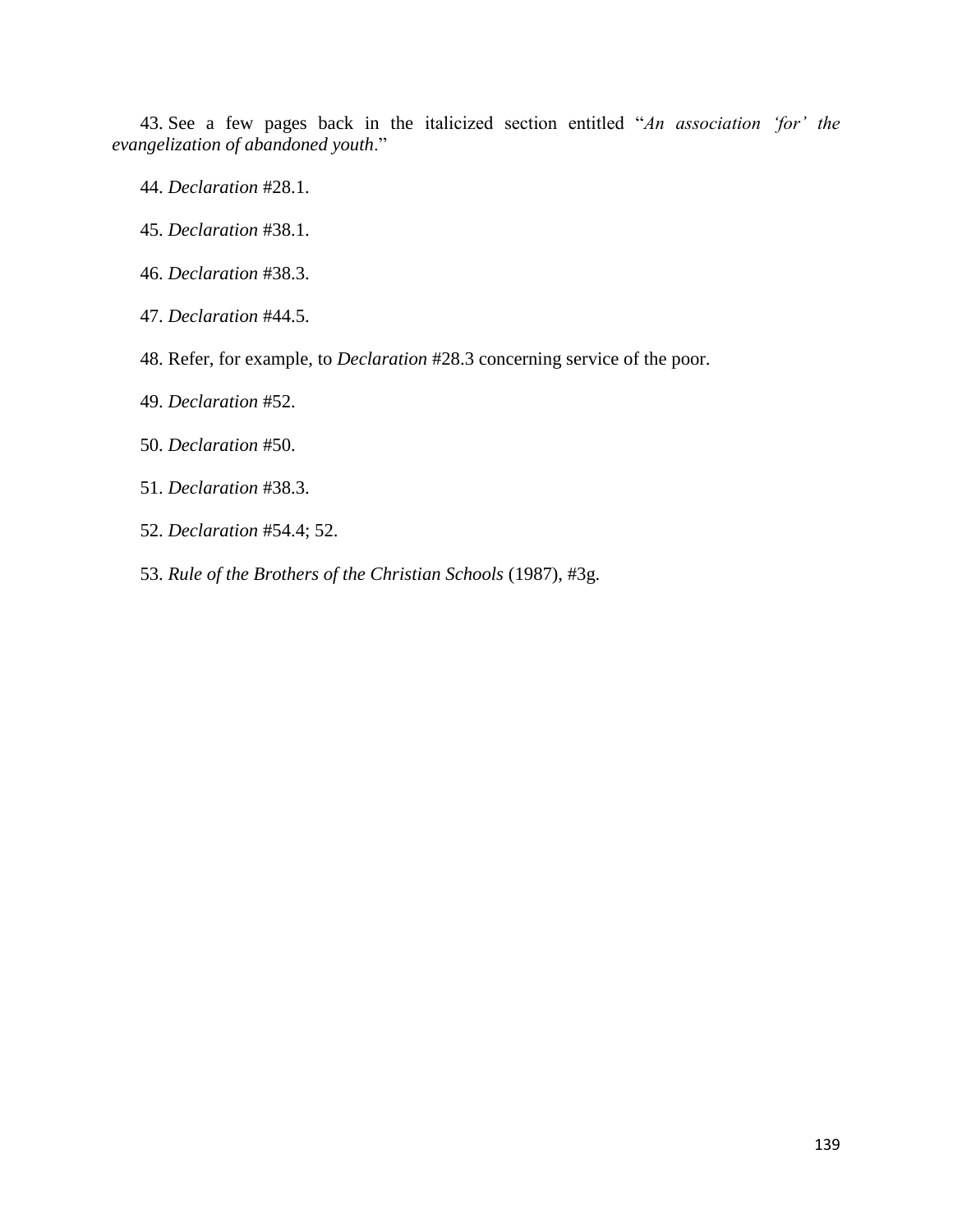43. See a few pages back in the italicized section entitled "*An association 'for' the evangelization of abandoned youth*."

44. *Declaration* #28.1.

45. *Declaration* #38.1.

46. *Declaration* #38.3.

47. *Declaration* #44.5.

48. Refer, for example, to *Declaration* #28.3 concerning service of the poor.

49. *Declaration* #52.

50. *Declaration* #50.

51. *Declaration* #38.3.

52. *Declaration* #54.4; 52.

53. *Rule of the Brothers of the Christian Schools* (1987), #3g.